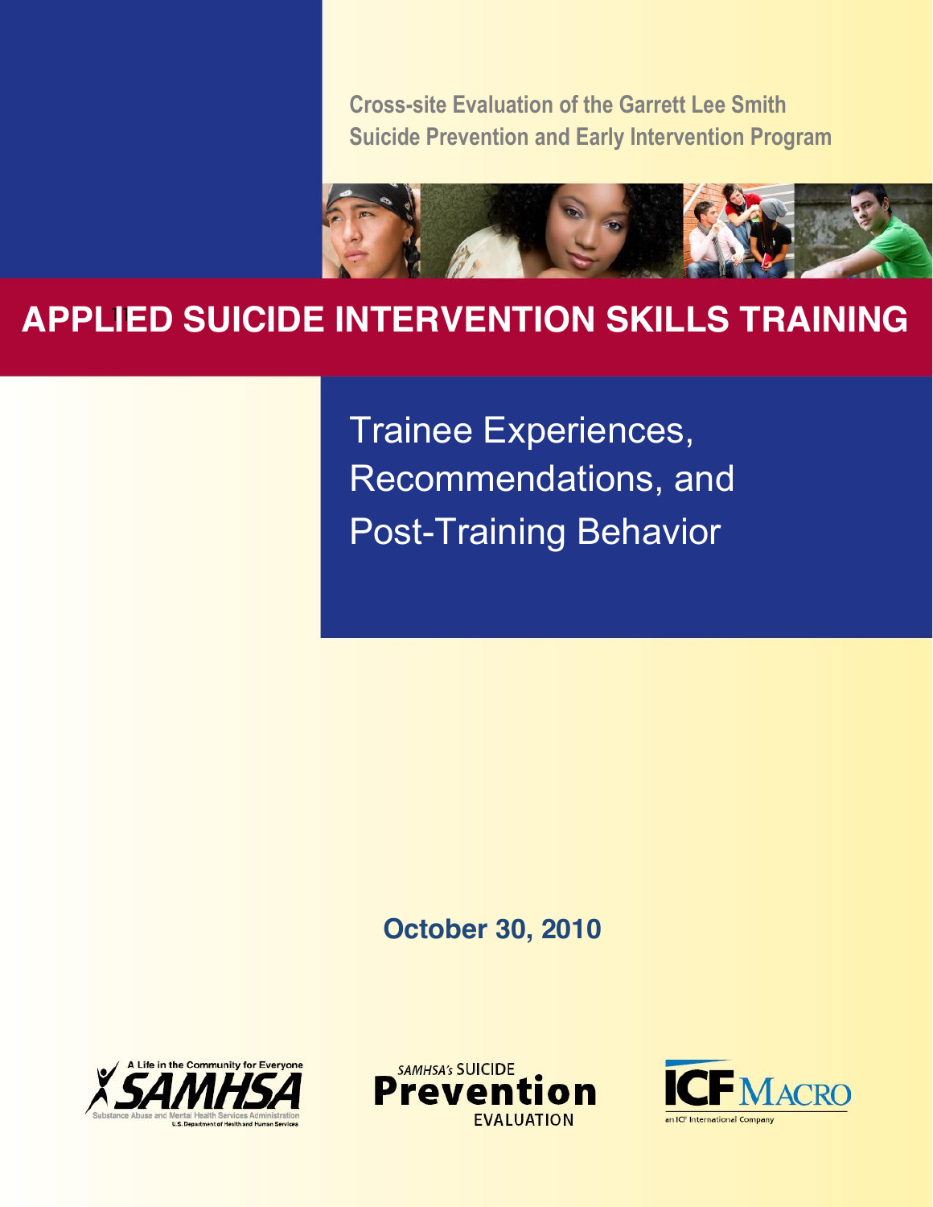Cross-site Evaluation of the Garrett Lee Smith Suicide Prevention and Early Intervention Program

# APPLIED SUICIDE INTERVENTION SKILLS TRAINING

## Trainee Experiences, Recommendations, and Post-Training Behavior

**October 30, 2010**

A Life in the Community for Everyone
SAMHSA
Substance Abuse and Mental Health Services Administration
U.S. Department of Health and Human Services

SAMHSA's SUICIDE Prevention EVALUATION

ICF MACRO
an ICF International Company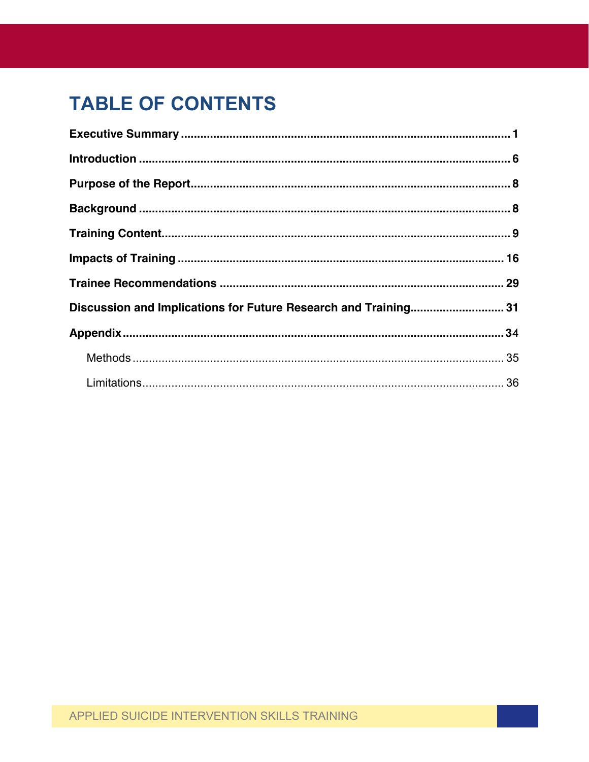# TABLE OF CONTENTS

**Executive Summary** ..................................................................................................... **1**

**Introduction** .................................................................................................................. **6**

**Purpose of the Report**.................................................................................................. **8**

**Background** .................................................................................................................. **8**

**Training Content**........................................................................................................... **9**

**Impacts of Training** .................................................................................................... **16**

**Trainee Recommendations** ....................................................................................... **29**

**Discussion and Implications for Future Research and Training**............................ **31**

**Appendix**..................................................................................................................... **34**

- Methods .................................................................................................................. 35
- Limitations............................................................................................................... 36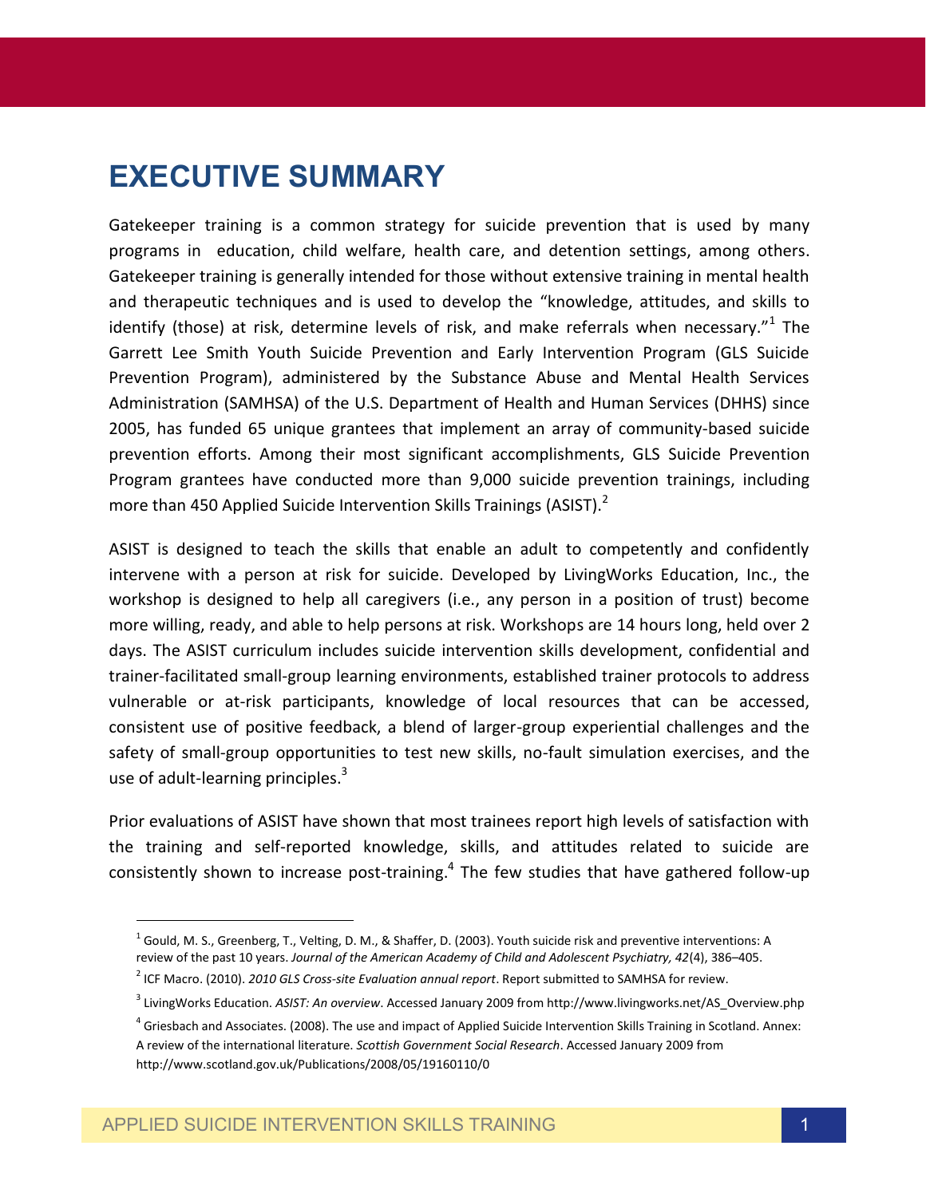# EXECUTIVE SUMMARY

Gatekeeper training is a common strategy for suicide prevention that is used by many programs in education, child welfare, health care, and detention settings, among others. Gatekeeper training is generally intended for those without extensive training in mental health and therapeutic techniques and is used to develop the "knowledge, attitudes, and skills to identify (those) at risk, determine levels of risk, and make referrals when necessary."[1] The Garrett Lee Smith Youth Suicide Prevention and Early Intervention Program (GLS Suicide Prevention Program), administered by the Substance Abuse and Mental Health Services Administration (SAMHSA) of the U.S. Department of Health and Human Services (DHHS) since 2005, has funded 65 unique grantees that implement an array of community-based suicide prevention efforts. Among their most significant accomplishments, GLS Suicide Prevention Program grantees have conducted more than 9,000 suicide prevention trainings, including more than 450 Applied Suicide Intervention Skills Trainings (ASIST).[2]

ASIST is designed to teach the skills that enable an adult to competently and confidently intervene with a person at risk for suicide. Developed by LivingWorks Education, Inc., the workshop is designed to help all caregivers (i.e., any person in a position of trust) become more willing, ready, and able to help persons at risk. Workshops are 14 hours long, held over 2 days. The ASIST curriculum includes suicide intervention skills development, confidential and trainer-facilitated small-group learning environments, established trainer protocols to address vulnerable or at-risk participants, knowledge of local resources that can be accessed, consistent use of positive feedback, a blend of larger-group experiential challenges and the safety of small-group opportunities to test new skills, no-fault simulation exercises, and the use of adult-learning principles.[3]

Prior evaluations of ASIST have shown that most trainees report high levels of satisfaction with the training and self-reported knowledge, skills, and attitudes related to suicide are consistently shown to increase post-training.[4] The few studies that have gathered follow-up

---

[1] Gould, M. S., Greenberg, T., Velting, D. M., & Shaffer, D. (2003). Youth suicide risk and preventive interventions: A review of the past 10 years. *Journal of the American Academy of Child and Adolescent Psychiatry, 42*(4), 386–405.

[2] ICF Macro. (2010). *2010 GLS Cross-site Evaluation annual report*. Report submitted to SAMHSA for review.

[3] LivingWorks Education. *ASIST: An overview*. Accessed January 2009 from http://www.livingworks.net/AS_Overview.php

[4] Griesbach and Associates. (2008). The use and impact of Applied Suicide Intervention Skills Training in Scotland. Annex: A review of the international literature. *Scottish Government Social Research*. Accessed January 2009 from http://www.scotland.gov.uk/Publications/2008/05/19160110/0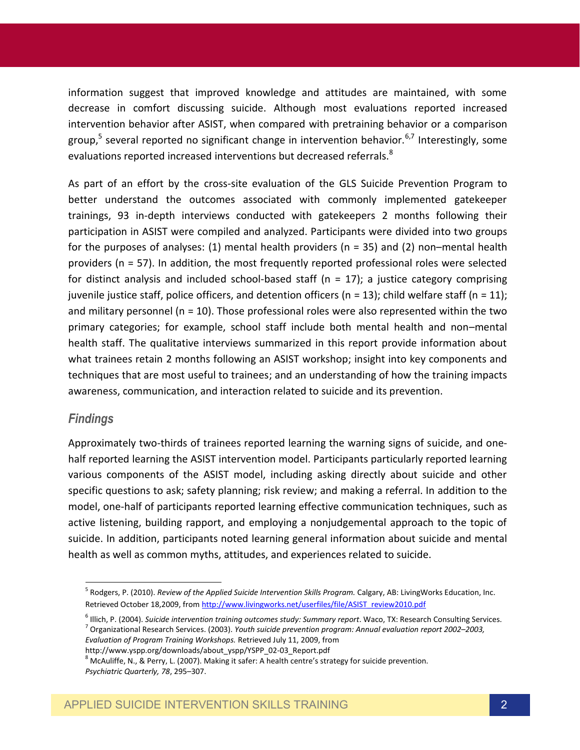information suggest that improved knowledge and attitudes are maintained, with some decrease in comfort discussing suicide. Although most evaluations reported increased intervention behavior after ASIST, when compared with pretraining behavior or a comparison group,[5] several reported no significant change in intervention behavior.[6,7] Interestingly, some evaluations reported increased interventions but decreased referrals.[8]

As part of an effort by the cross-site evaluation of the GLS Suicide Prevention Program to better understand the outcomes associated with commonly implemented gatekeeper trainings, 93 in-depth interviews conducted with gatekeepers 2 months following their participation in ASIST were compiled and analyzed. Participants were divided into two groups for the purposes of analyses: (1) mental health providers (n = 35) and (2) non–mental health providers (n = 57). In addition, the most frequently reported professional roles were selected for distinct analysis and included school-based staff (n = 17); a justice category comprising juvenile justice staff, police officers, and detention officers (n = 13); child welfare staff (n = 11); and military personnel (n = 10). Those professional roles were also represented within the two primary categories; for example, school staff include both mental health and non–mental health staff. The qualitative interviews summarized in this report provide information about what trainees retain 2 months following an ASIST workshop; insight into key components and techniques that are most useful to trainees; and an understanding of how the training impacts awareness, communication, and interaction related to suicide and its prevention.

### *Findings*

Approximately two-thirds of trainees reported learning the warning signs of suicide, and one-half reported learning the ASIST intervention model. Participants particularly reported learning various components of the ASIST model, including asking directly about suicide and other specific questions to ask; safety planning; risk review; and making a referral. In addition to the model, one-half of participants reported learning effective communication techniques, such as active listening, building rapport, and employing a nonjudgemental approach to the topic of suicide. In addition, participants noted learning general information about suicide and mental health as well as common myths, attitudes, and experiences related to suicide.

---

[5] Rodgers, P. (2010). *Review of the Applied Suicide Intervention Skills Program.* Calgary, AB: LivingWorks Education, Inc. Retrieved October 18,2009, from http://www.livingworks.net/userfiles/file/ASIST_review2010.pdf

[6] Illich, P. (2004). *Suicide intervention training outcomes study: Summary report*. Waco, TX: Research Consulting Services.

[7] Organizational Research Services. (2003). *Youth suicide prevention program: Annual evaluation report 2002–2003, Evaluation of Program Training Workshops.* Retrieved July 11, 2009, from http://www.yspp.org/downloads/about_yspp/YSPP_02-03_Report.pdf

[8] McAuliffe, N., & Perry, L. (2007). Making it safer: A health centre's strategy for suicide prevention. *Psychiatric Quarterly, 78*, 295–307.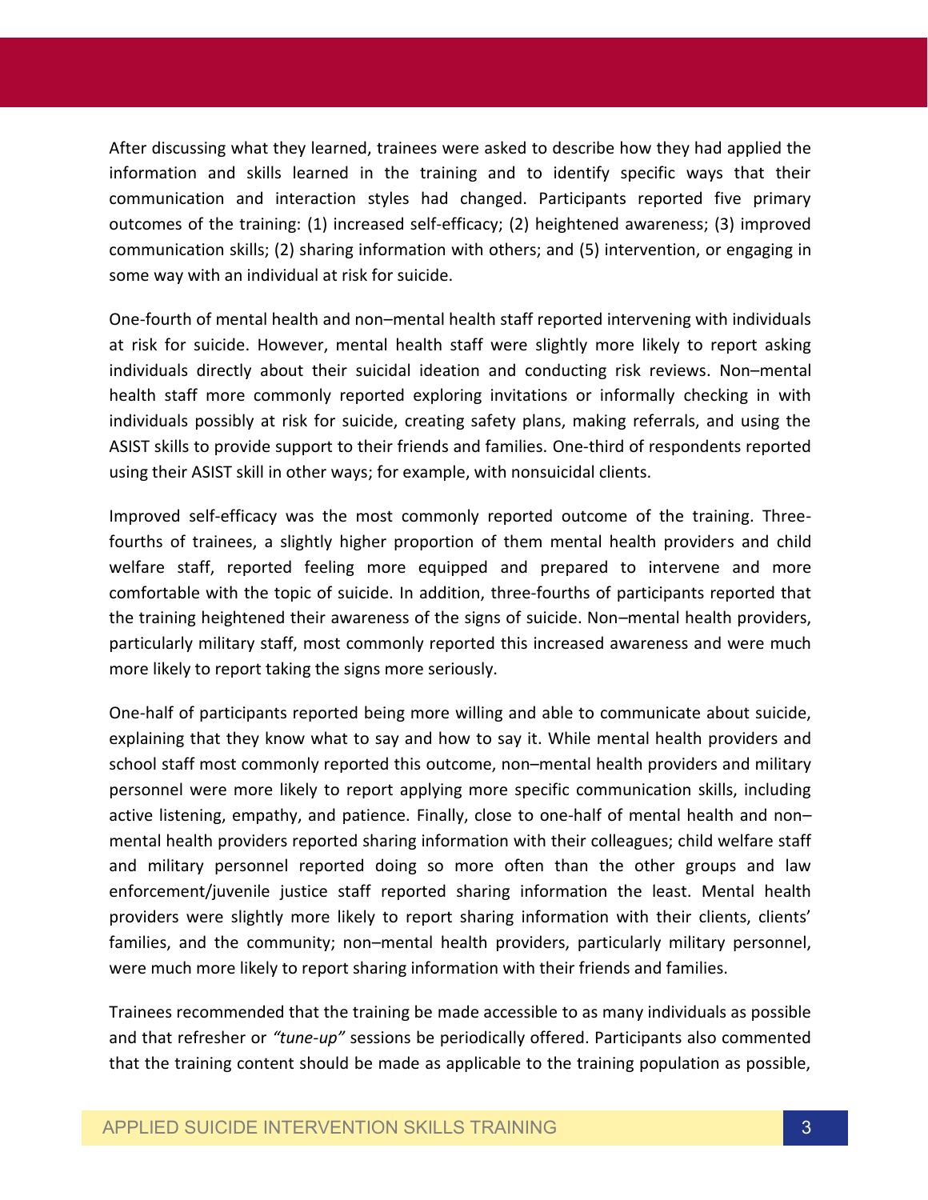After discussing what they learned, trainees were asked to describe how they had applied the information and skills learned in the training and to identify specific ways that their communication and interaction styles had changed. Participants reported five primary outcomes of the training: (1) increased self-efficacy; (2) heightened awareness; (3) improved communication skills; (2) sharing information with others; and (5) intervention, or engaging in some way with an individual at risk for suicide.

One-fourth of mental health and non–mental health staff reported intervening with individuals at risk for suicide. However, mental health staff were slightly more likely to report asking individuals directly about their suicidal ideation and conducting risk reviews. Non–mental health staff more commonly reported exploring invitations or informally checking in with individuals possibly at risk for suicide, creating safety plans, making referrals, and using the ASIST skills to provide support to their friends and families. One-third of respondents reported using their ASIST skill in other ways; for example, with nonsuicidal clients.

Improved self-efficacy was the most commonly reported outcome of the training. Three-fourths of trainees, a slightly higher proportion of them mental health providers and child welfare staff, reported feeling more equipped and prepared to intervene and more comfortable with the topic of suicide. In addition, three-fourths of participants reported that the training heightened their awareness of the signs of suicide. Non–mental health providers, particularly military staff, most commonly reported this increased awareness and were much more likely to report taking the signs more seriously.

One-half of participants reported being more willing and able to communicate about suicide, explaining that they know what to say and how to say it. While mental health providers and school staff most commonly reported this outcome, non–mental health providers and military personnel were more likely to report applying more specific communication skills, including active listening, empathy, and patience. Finally, close to one-half of mental health and non–mental health providers reported sharing information with their colleagues; child welfare staff and military personnel reported doing so more often than the other groups and law enforcement/juvenile justice staff reported sharing information the least. Mental health providers were slightly more likely to report sharing information with their clients, clients' families, and the community; non–mental health providers, particularly military personnel, were much more likely to report sharing information with their friends and families.

Trainees recommended that the training be made accessible to as many individuals as possible and that refresher or *"tune-up"* sessions be periodically offered. Participants also commented that the training content should be made as applicable to the training population as possible,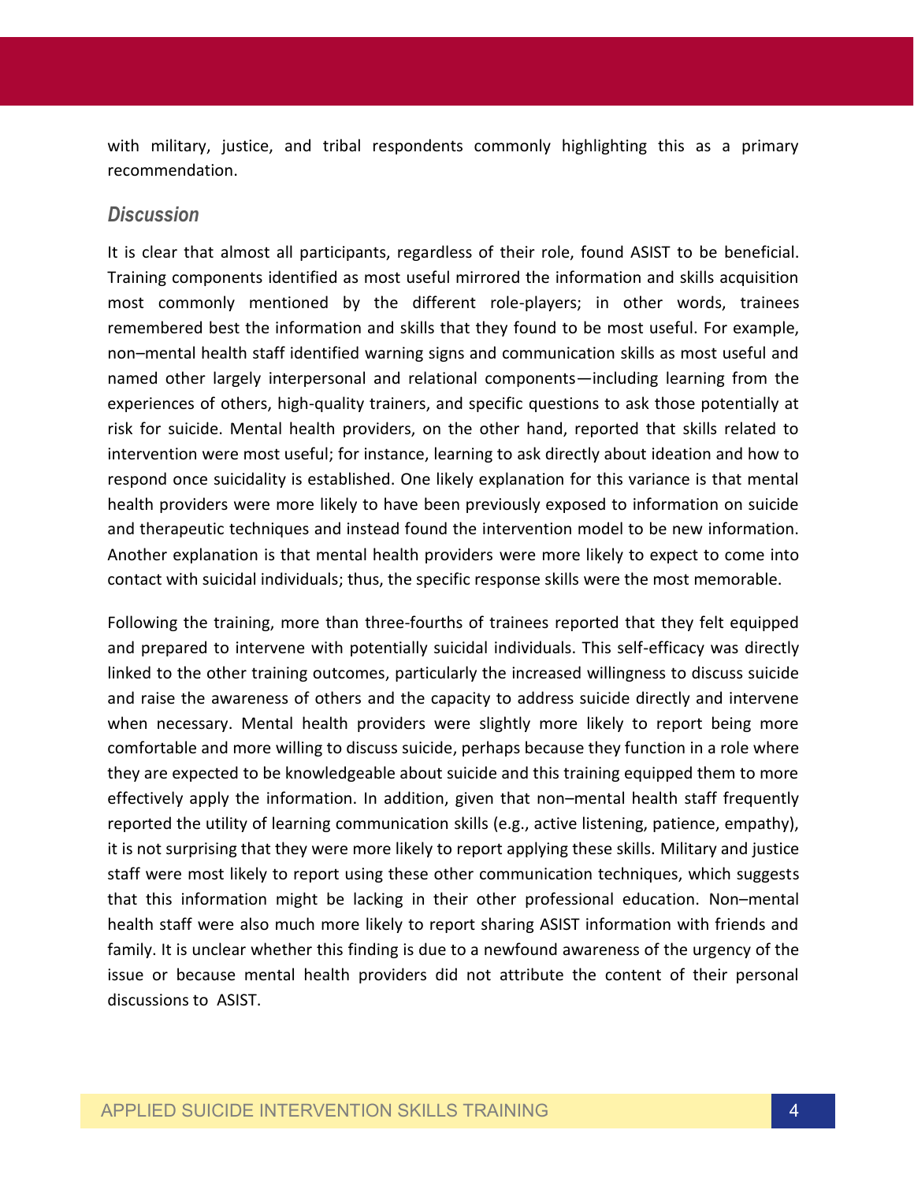with military, justice, and tribal respondents commonly highlighting this as a primary recommendation.

### *Discussion*

It is clear that almost all participants, regardless of their role, found ASIST to be beneficial. Training components identified as most useful mirrored the information and skills acquisition most commonly mentioned by the different role-players; in other words, trainees remembered best the information and skills that they found to be most useful. For example, non–mental health staff identified warning signs and communication skills as most useful and named other largely interpersonal and relational components—including learning from the experiences of others, high-quality trainers, and specific questions to ask those potentially at risk for suicide. Mental health providers, on the other hand, reported that skills related to intervention were most useful; for instance, learning to ask directly about ideation and how to respond once suicidality is established. One likely explanation for this variance is that mental health providers were more likely to have been previously exposed to information on suicide and therapeutic techniques and instead found the intervention model to be new information. Another explanation is that mental health providers were more likely to expect to come into contact with suicidal individuals; thus, the specific response skills were the most memorable.

Following the training, more than three-fourths of trainees reported that they felt equipped and prepared to intervene with potentially suicidal individuals. This self-efficacy was directly linked to the other training outcomes, particularly the increased willingness to discuss suicide and raise the awareness of others and the capacity to address suicide directly and intervene when necessary. Mental health providers were slightly more likely to report being more comfortable and more willing to discuss suicide, perhaps because they function in a role where they are expected to be knowledgeable about suicide and this training equipped them to more effectively apply the information. In addition, given that non–mental health staff frequently reported the utility of learning communication skills (e.g., active listening, patience, empathy), it is not surprising that they were more likely to report applying these skills. Military and justice staff were most likely to report using these other communication techniques, which suggests that this information might be lacking in their other professional education. Non–mental health staff were also much more likely to report sharing ASIST information with friends and family. It is unclear whether this finding is due to a newfound awareness of the urgency of the issue or because mental health providers did not attribute the content of their personal discussions to ASIST.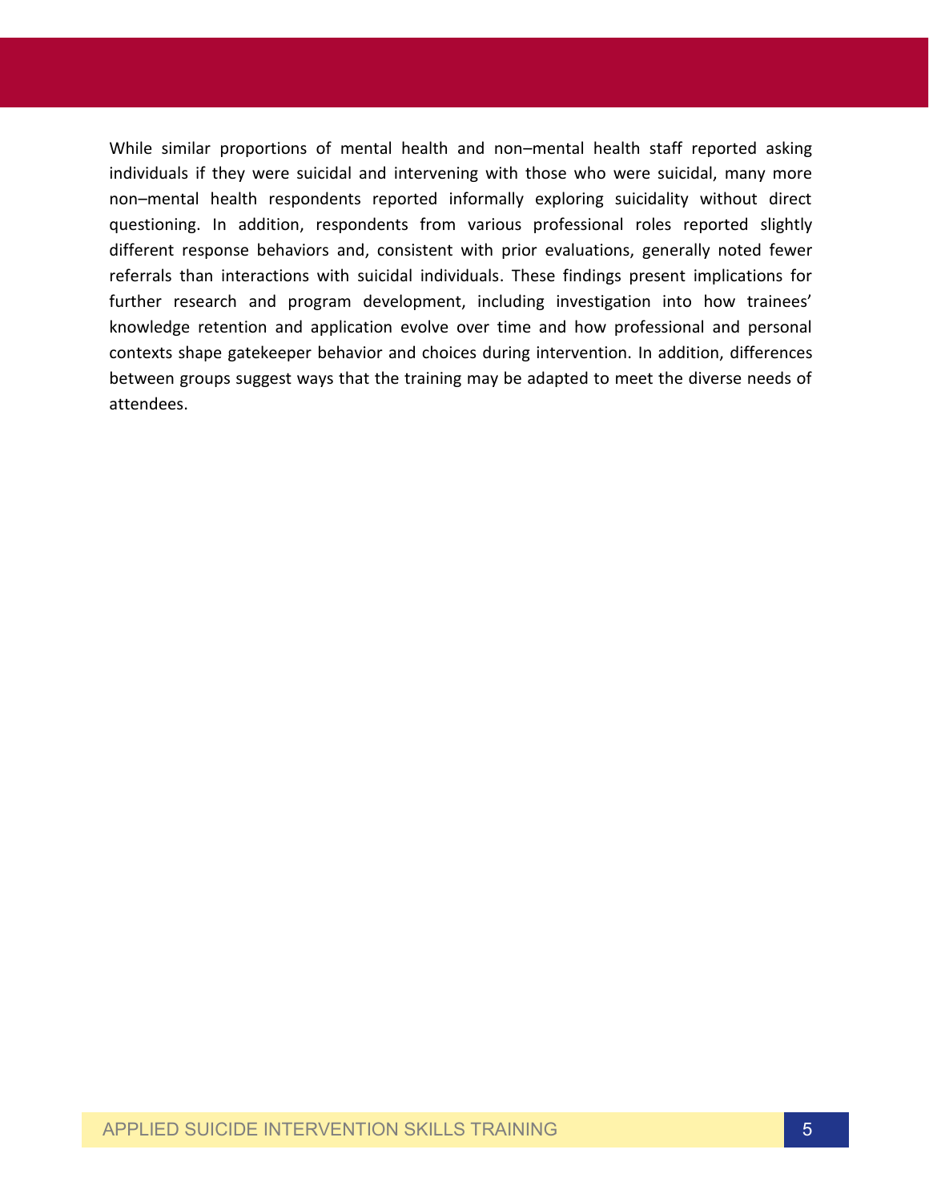While similar proportions of mental health and non–mental health staff reported asking individuals if they were suicidal and intervening with those who were suicidal, many more non–mental health respondents reported informally exploring suicidality without direct questioning. In addition, respondents from various professional roles reported slightly different response behaviors and, consistent with prior evaluations, generally noted fewer referrals than interactions with suicidal individuals. These findings present implications for further research and program development, including investigation into how trainees' knowledge retention and application evolve over time and how professional and personal contexts shape gatekeeper behavior and choices during intervention. In addition, differences between groups suggest ways that the training may be adapted to meet the diverse needs of attendees.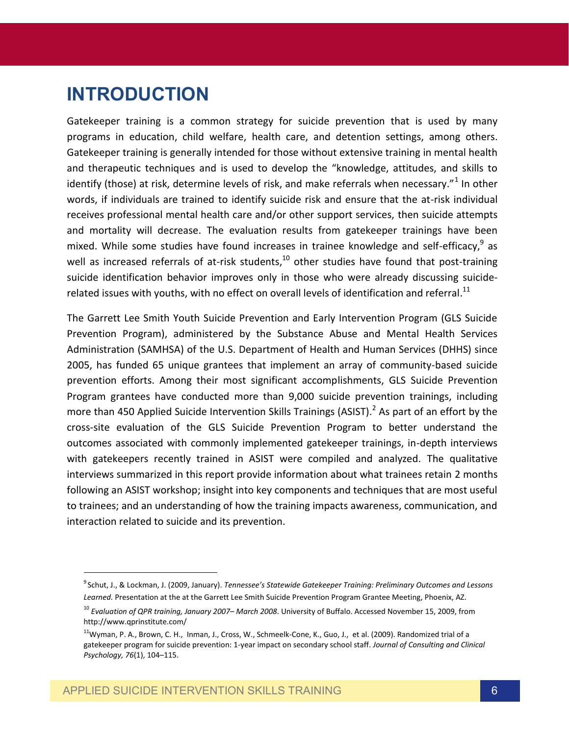# INTRODUCTION

Gatekeeper training is a common strategy for suicide prevention that is used by many programs in education, child welfare, health care, and detention settings, among others. Gatekeeper training is generally intended for those without extensive training in mental health and therapeutic techniques and is used to develop the "knowledge, attitudes, and skills to identify (those) at risk, determine levels of risk, and make referrals when necessary."[1] In other words, if individuals are trained to identify suicide risk and ensure that the at-risk individual receives professional mental health care and/or other support services, then suicide attempts and mortality will decrease. The evaluation results from gatekeeper trainings have been mixed. While some studies have found increases in trainee knowledge and self-efficacy,[9] as well as increased referrals of at-risk students,[10] other studies have found that post-training suicide identification behavior improves only in those who were already discussing suicide-related issues with youths, with no effect on overall levels of identification and referral.[11]

The Garrett Lee Smith Youth Suicide Prevention and Early Intervention Program (GLS Suicide Prevention Program), administered by the Substance Abuse and Mental Health Services Administration (SAMHSA) of the U.S. Department of Health and Human Services (DHHS) since 2005, has funded 65 unique grantees that implement an array of community-based suicide prevention efforts. Among their most significant accomplishments, GLS Suicide Prevention Program grantees have conducted more than 9,000 suicide prevention trainings, including more than 450 Applied Suicide Intervention Skills Trainings (ASIST).[2] As part of an effort by the cross-site evaluation of the GLS Suicide Prevention Program to better understand the outcomes associated with commonly implemented gatekeeper trainings, in-depth interviews with gatekeepers recently trained in ASIST were compiled and analyzed. The qualitative interviews summarized in this report provide information about what trainees retain 2 months following an ASIST workshop; insight into key components and techniques that are most useful to trainees; and an understanding of how the training impacts awareness, communication, and interaction related to suicide and its prevention.

---

[9] Schut, J., & Lockman, J. (2009, January). *Tennessee's Statewide Gatekeeper Training: Preliminary Outcomes and Lessons Learned.* Presentation at the at the Garrett Lee Smith Suicide Prevention Program Grantee Meeting, Phoenix, AZ.

[10] *Evaluation of QPR training, January 2007– March 2008*. University of Buffalo. Accessed November 15, 2009, from http://www.qprinstitute.com/

[11] Wyman, P. A., Brown, C. H., Inman, J., Cross, W., Schmeelk-Cone, K., Guo, J., et al. (2009). Randomized trial of a gatekeeper program for suicide prevention: 1-year impact on secondary school staff. *Journal of Consulting and Clinical Psychology, 76*(1), 104–115.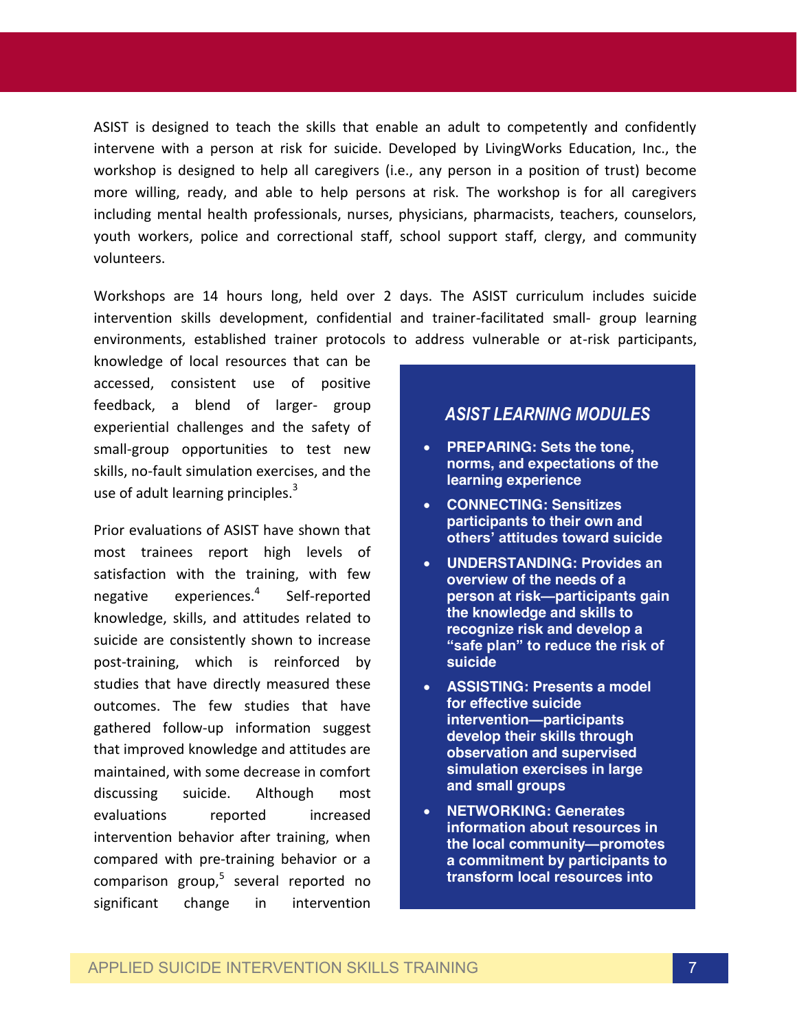ASIST is designed to teach the skills that enable an adult to competently and confidently intervene with a person at risk for suicide. Developed by LivingWorks Education, Inc., the workshop is designed to help all caregivers (i.e., any person in a position of trust) become more willing, ready, and able to help persons at risk. The workshop is for all caregivers including mental health professionals, nurses, physicians, pharmacists, teachers, counselors, youth workers, police and correctional staff, school support staff, clergy, and community volunteers.

Workshops are 14 hours long, held over 2 days. The ASIST curriculum includes suicide intervention skills development, confidential and trainer-facilitated small- group learning environments, established trainer protocols to address vulnerable or at-risk participants, knowledge of local resources that can be accessed, consistent use of positive feedback, a blend of larger- group experiential challenges and the safety of small-group opportunities to test new skills, no-fault simulation exercises, and the use of adult learning principles.[3]

Prior evaluations of ASIST have shown that most trainees report high levels of satisfaction with the training, with few negative experiences.[4] Self-reported knowledge, skills, and attitudes related to suicide are consistently shown to increase post-training, which is reinforced by studies that have directly measured these outcomes. The few studies that have gathered follow-up information suggest that improved knowledge and attitudes are maintained, with some decrease in comfort discussing suicide. Although most evaluations reported increased intervention behavior after training, when compared with pre-training behavior or a comparison group,[5] several reported no significant change in intervention

### *ASIST LEARNING MODULES*

- **PREPARING: Sets the tone, norms, and expectations of the learning experience**
- **CONNECTING: Sensitizes participants to their own and others' attitudes toward suicide**
- **UNDERSTANDING: Provides an overview of the needs of a person at risk—participants gain the knowledge and skills to recognize risk and develop a "safe plan" to reduce the risk of suicide**
- **ASSISTING: Presents a model for effective suicide intervention—participants develop their skills through observation and supervised simulation exercises in large and small groups**
- **NETWORKING: Generates information about resources in the local community—promotes a commitment by participants to transform local resources into**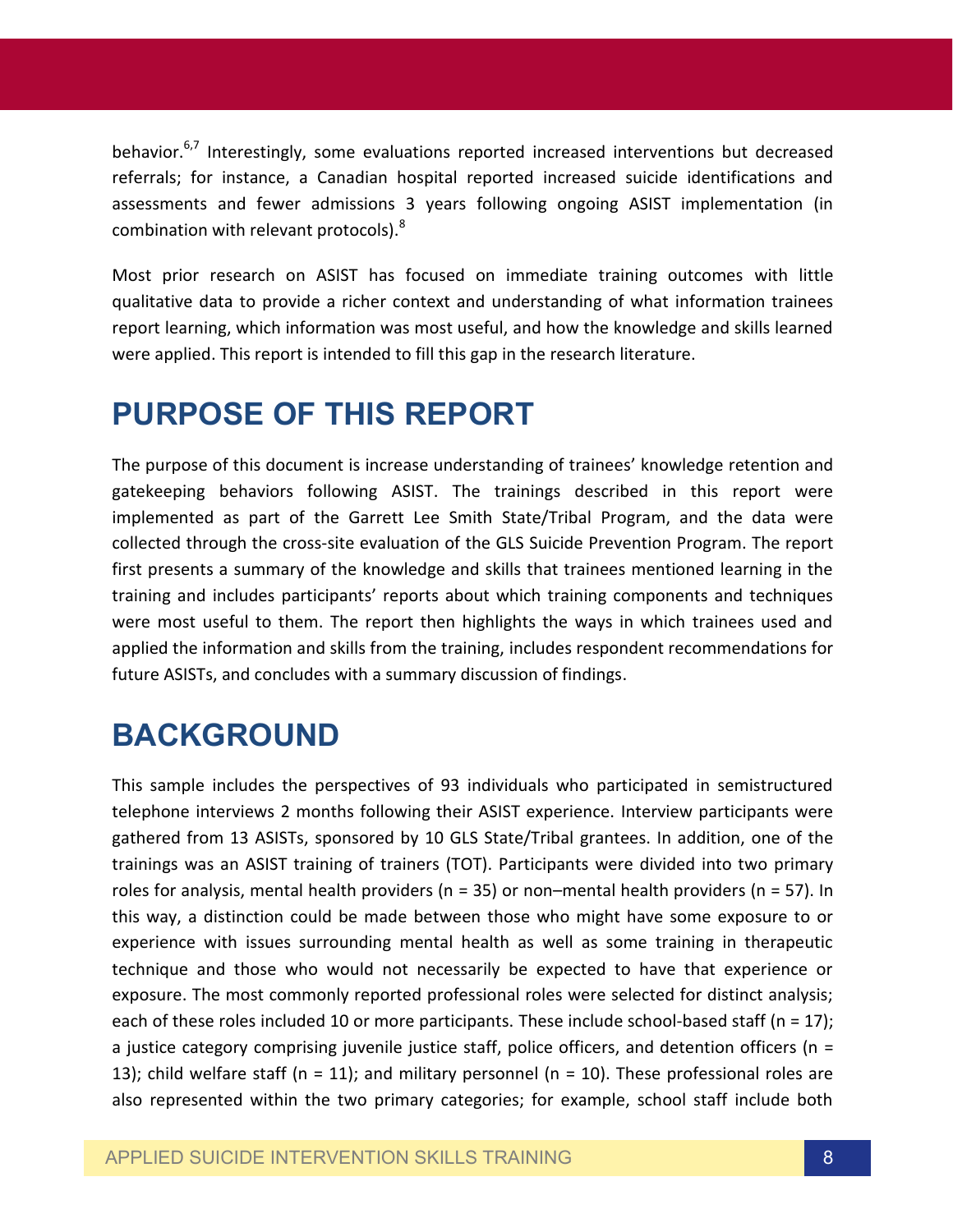behavior.[6,7] Interestingly, some evaluations reported increased interventions but decreased referrals; for instance, a Canadian hospital reported increased suicide identifications and assessments and fewer admissions 3 years following ongoing ASIST implementation (in combination with relevant protocols).[8]

Most prior research on ASIST has focused on immediate training outcomes with little qualitative data to provide a richer context and understanding of what information trainees report learning, which information was most useful, and how the knowledge and skills learned were applied. This report is intended to fill this gap in the research literature.

# PURPOSE OF THIS REPORT

The purpose of this document is increase understanding of trainees' knowledge retention and gatekeeping behaviors following ASIST. The trainings described in this report were implemented as part of the Garrett Lee Smith State/Tribal Program, and the data were collected through the cross-site evaluation of the GLS Suicide Prevention Program. The report first presents a summary of the knowledge and skills that trainees mentioned learning in the training and includes participants' reports about which training components and techniques were most useful to them. The report then highlights the ways in which trainees used and applied the information and skills from the training, includes respondent recommendations for future ASISTs, and concludes with a summary discussion of findings.

# BACKGROUND

This sample includes the perspectives of 93 individuals who participated in semistructured telephone interviews 2 months following their ASIST experience. Interview participants were gathered from 13 ASISTs, sponsored by 10 GLS State/Tribal grantees. In addition, one of the trainings was an ASIST training of trainers (TOT). Participants were divided into two primary roles for analysis, mental health providers (n = 35) or non–mental health providers (n = 57). In this way, a distinction could be made between those who might have some exposure to or experience with issues surrounding mental health as well as some training in therapeutic technique and those who would not necessarily be expected to have that experience or exposure. The most commonly reported professional roles were selected for distinct analysis; each of these roles included 10 or more participants. These include school-based staff (n = 17); a justice category comprising juvenile justice staff, police officers, and detention officers (n = 13); child welfare staff (n = 11); and military personnel (n = 10). These professional roles are also represented within the two primary categories; for example, school staff include both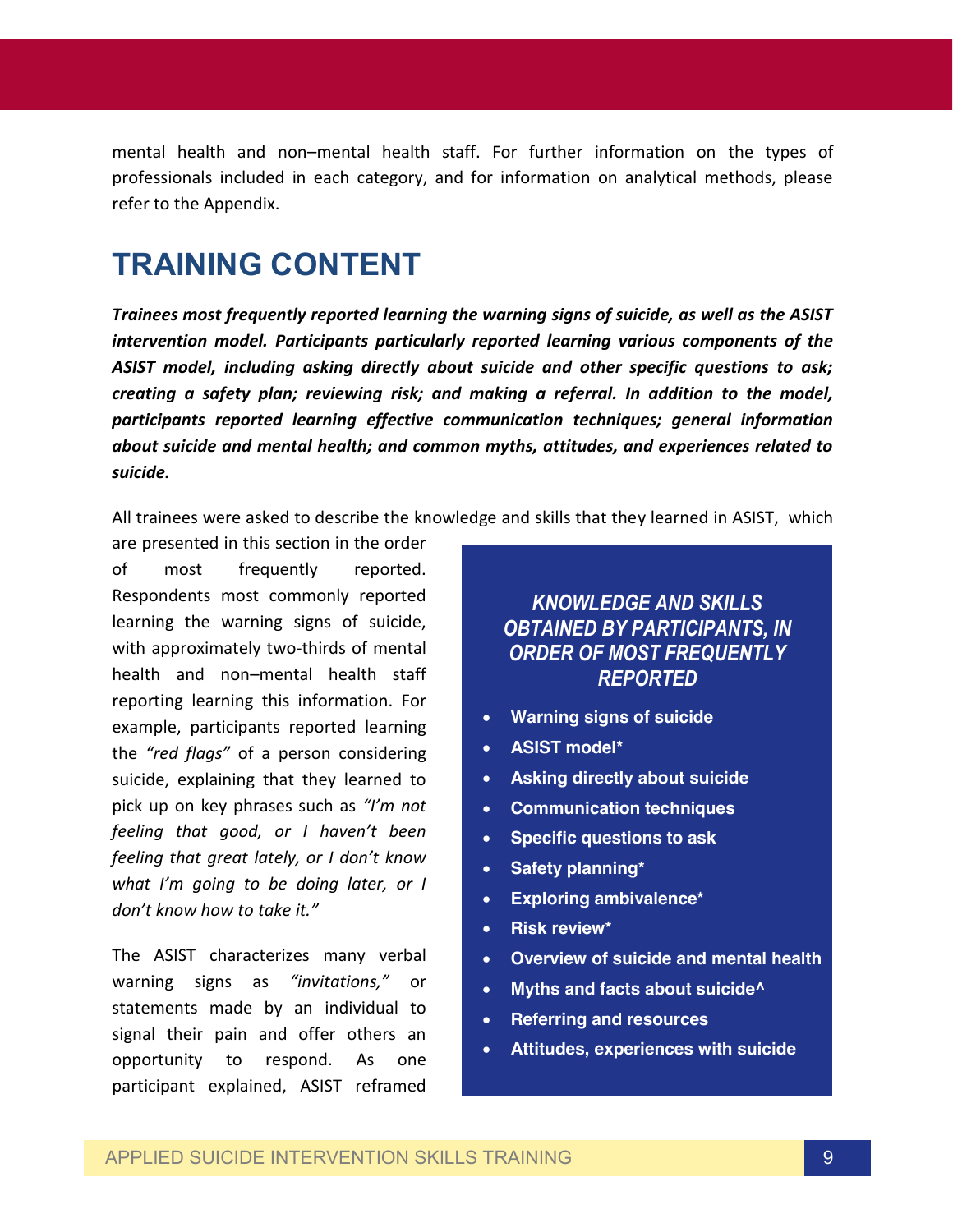mental health and non–mental health staff. For further information on the types of professionals included in each category, and for information on analytical methods, please refer to the Appendix.

## TRAINING CONTENT

***Trainees most frequently reported learning the warning signs of suicide, as well as the ASIST intervention model. Participants particularly reported learning various components of the ASIST model, including asking directly about suicide and other specific questions to ask; creating a safety plan; reviewing risk; and making a referral. In addition to the model, participants reported learning effective communication techniques; general information about suicide and mental health; and common myths, attitudes, and experiences related to suicide.***

All trainees were asked to describe the knowledge and skills that they learned in ASIST, which are presented in this section in the order of most frequently reported. Respondents most commonly reported learning the warning signs of suicide, with approximately two-thirds of mental health and non–mental health staff reporting learning this information. For example, participants reported learning the *"red flags"* of a person considering suicide, explaining that they learned to pick up on key phrases such as *"I'm not feeling that good, or I haven't been feeling that great lately, or I don't know what I'm going to be doing later, or I don't know how to take it."*

> ***KNOWLEDGE AND SKILLS OBTAINED BY PARTICIPANTS, IN ORDER OF MOST FREQUENTLY REPORTED***
>
> - **Warning signs of suicide**
> - **ASIST model***
> - **Asking directly about suicide**
> - **Communication techniques**
> - **Specific questions to ask**
> - **Safety planning***
> - **Exploring ambivalence***
> - **Risk review***
> - **Overview of suicide and mental health**
> - **Myths and facts about suicide^**
> - **Referring and resources**
> - **Attitudes, experiences with suicide**

The ASIST characterizes many verbal warning signs as *"invitations,"* or statements made by an individual to signal their pain and offer others an opportunity to respond. As one participant explained, ASIST reframed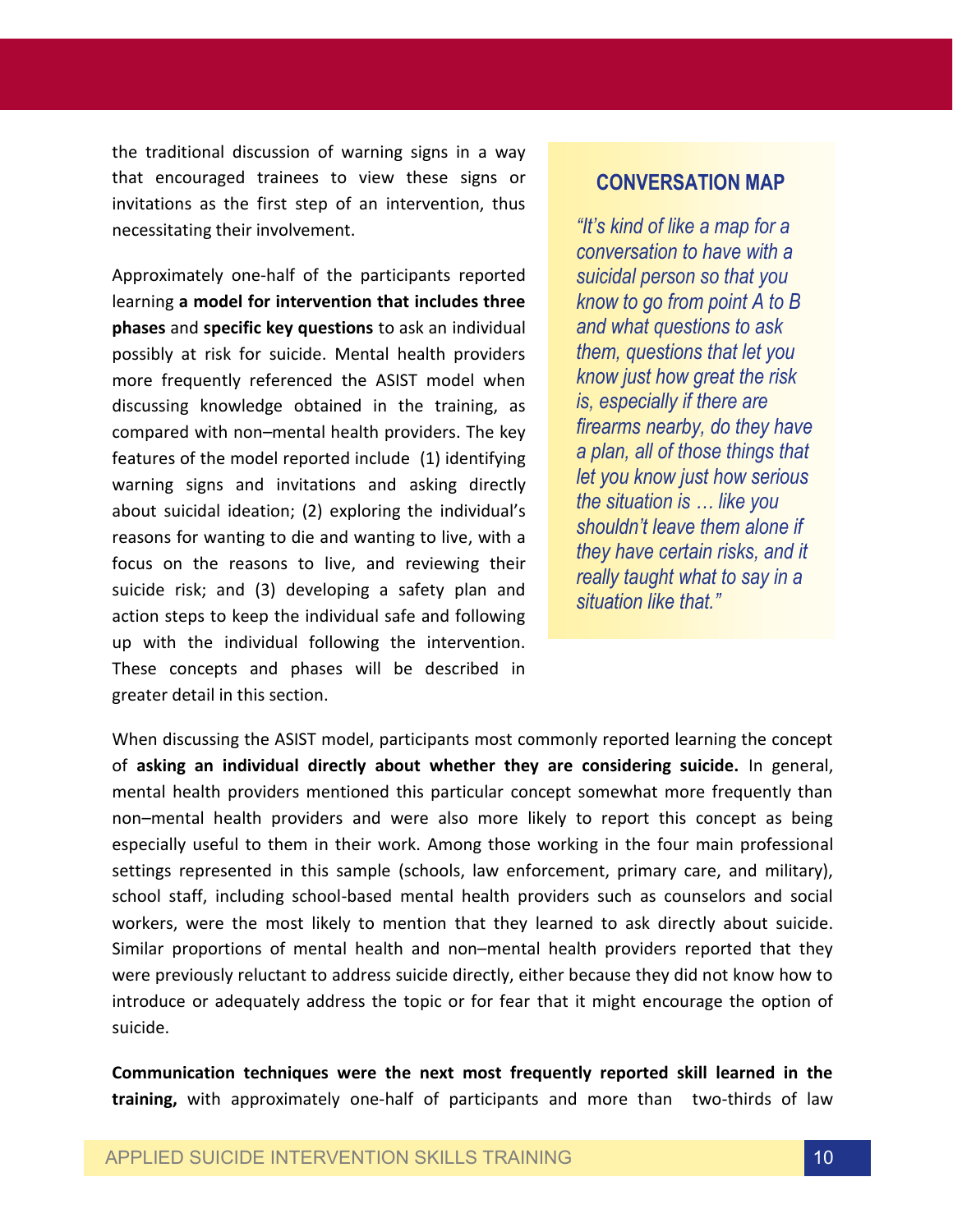the traditional discussion of warning signs in a way that encouraged trainees to view these signs or invitations as the first step of an intervention, thus necessitating their involvement.

Approximately one-half of the participants reported learning **a model for intervention that includes three phases** and **specific key questions** to ask an individual possibly at risk for suicide. Mental health providers more frequently referenced the ASIST model when discussing knowledge obtained in the training, as compared with non–mental health providers. The key features of the model reported include (1) identifying warning signs and invitations and asking directly about suicidal ideation; (2) exploring the individual's reasons for wanting to die and wanting to live, with a focus on the reasons to live, and reviewing their suicide risk; and (3) developing a safety plan and action steps to keep the individual safe and following up with the individual following the intervention. These concepts and phases will be described in greater detail in this section.

### CONVERSATION MAP

*"It's kind of like a map for a conversation to have with a suicidal person so that you know to go from point A to B and what questions to ask them, questions that let you know just how great the risk is, especially if there are firearms nearby, do they have a plan, all of those things that let you know just how serious the situation is … like you shouldn't leave them alone if they have certain risks, and it really taught what to say in a situation like that."*

When discussing the ASIST model, participants most commonly reported learning the concept of **asking an individual directly about whether they are considering suicide.** In general, mental health providers mentioned this particular concept somewhat more frequently than non–mental health providers and were also more likely to report this concept as being especially useful to them in their work. Among those working in the four main professional settings represented in this sample (schools, law enforcement, primary care, and military), school staff, including school-based mental health providers such as counselors and social workers, were the most likely to mention that they learned to ask directly about suicide. Similar proportions of mental health and non–mental health providers reported that they were previously reluctant to address suicide directly, either because they did not know how to introduce or adequately address the topic or for fear that it might encourage the option of suicide.

**Communication techniques were the next most frequently reported skill learned in the training,** with approximately one-half of participants and more than two-thirds of law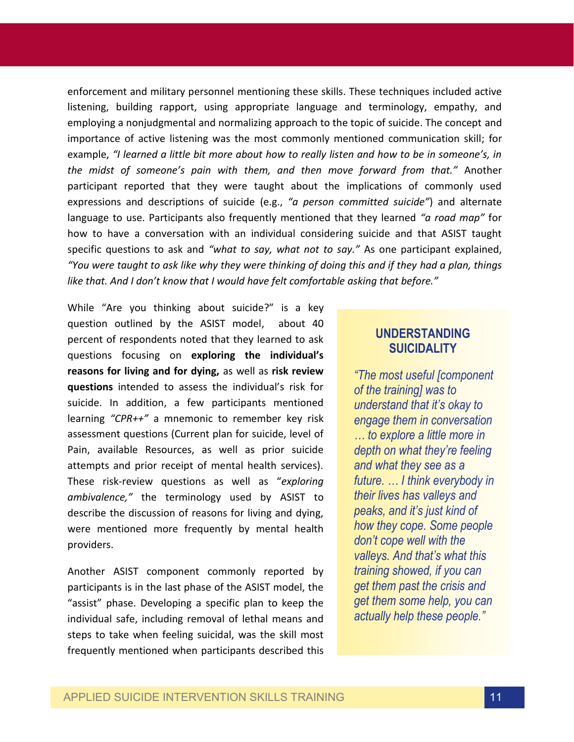enforcement and military personnel mentioning these skills. These techniques included active listening, building rapport, using appropriate language and terminology, empathy, and employing a nonjudgmental and normalizing approach to the topic of suicide. The concept and importance of active listening was the most commonly mentioned communication skill; for example, *"I learned a little bit more about how to really listen and how to be in someone's, in the midst of someone's pain with them, and then move forward from that."* Another participant reported that they were taught about the implications of commonly used expressions and descriptions of suicide (e.g., *"a person committed suicide"*) and alternate language to use. Participants also frequently mentioned that they learned *"a road map"* for how to have a conversation with an individual considering suicide and that ASIST taught specific questions to ask and *"what to say, what not to say."* As one participant explained, *"You were taught to ask like why they were thinking of doing this and if they had a plan, things like that. And I don't know that I would have felt comfortable asking that before."*

While "Are you thinking about suicide?" is a key question outlined by the ASIST model, about 40 percent of respondents noted that they learned to ask questions focusing on **exploring the individual's reasons for living and for dying,** as well as **risk review questions** intended to assess the individual's risk for suicide. In addition, a few participants mentioned learning *"CPR++"* a mnemonic to remember key risk assessment questions (Current plan for suicide, level of Pain, available Resources, as well as prior suicide attempts and prior receipt of mental health services). These risk-review questions as well as "*exploring ambivalence,"* the terminology used by ASIST to describe the discussion of reasons for living and dying, were mentioned more frequently by mental health providers.

Another ASIST component commonly reported by participants is in the last phase of the ASIST model, the "assist" phase. Developing a specific plan to keep the individual safe, including removal of lethal means and steps to take when feeling suicidal, was the skill most frequently mentioned when participants described this

### UNDERSTANDING SUICIDALITY

*"The most useful [component of the training] was to understand it's okay to engage them in conversation … to explore a little more in depth on what they're feeling and what they see as a future. … I think everybody in their lives has valleys and peaks, and it's just kind of how they cope. Some people don't cope well with the valleys. And that's what this training showed, if you can get them past the crisis and get them some help, you can actually help these people."*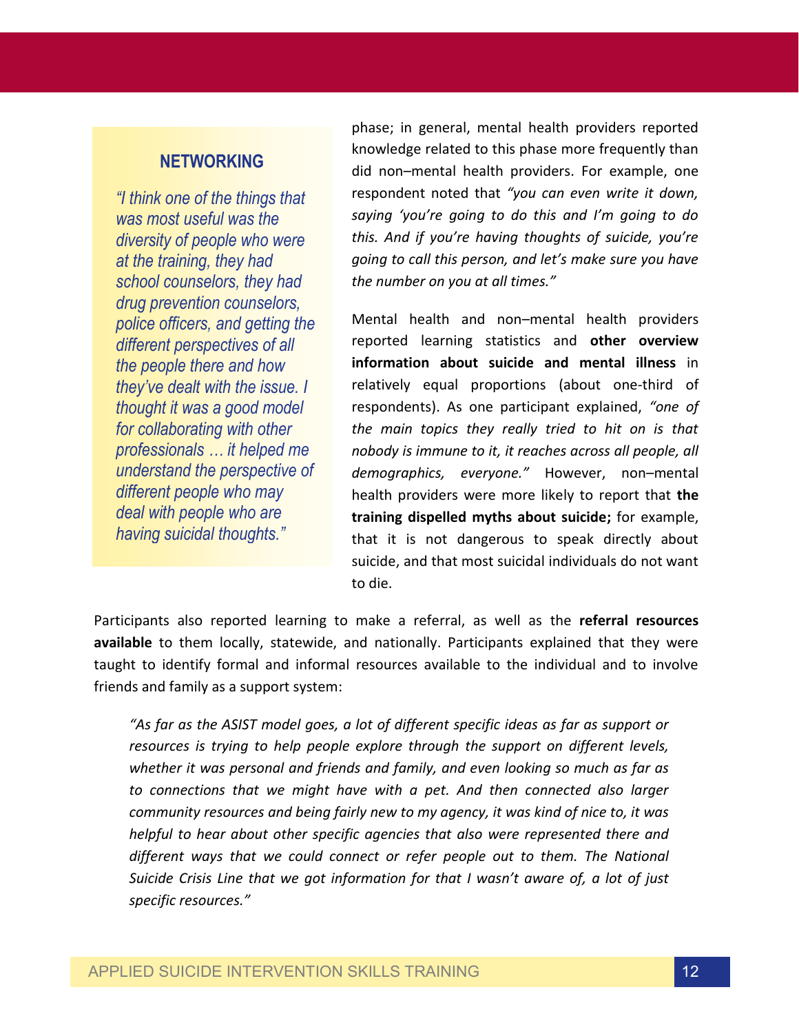**NETWORKING**

*"I think one of the things that was most useful was the diversity of people who were at the training, they had school counselors, they had drug prevention counselors, police officers, and getting the different perspectives of all the people there and how they've dealt with the issue. I thought it was a good model for collaborating with other professionals … it helped me understand the perspective of different people who may deal with people who are having suicidal thoughts."*

phase; in general, mental health providers reported knowledge related to this phase more frequently than did non–mental health providers. For example, one respondent noted that *"you can even write it down, saying 'you're going to do this and I'm going to do this. And if you're having thoughts of suicide, you're going to call this person, and let's make sure you have the number on you at all times."*

Mental health and non–mental health providers reported learning statistics and **other overview information about suicide and mental illness** in relatively equal proportions (about one-third of respondents). As one participant explained, *"one of the main topics they really tried to hit on is that nobody is immune to it, it reaches across all people, all demographics, everyone."* However, non–mental health providers were more likely to report that **the training dispelled myths about suicide;** for example, that it is not dangerous to speak directly about suicide, and that most suicidal individuals do not want to die.

Participants also reported learning to make a referral, as well as the **referral resources available** to them locally, statewide, and nationally. Participants explained that they were taught to identify formal and informal resources available to the individual and to involve friends and family as a support system:

> *"As far as the ASIST model goes, a lot of different specific ideas as far as support or resources is trying to help people explore through the support on different levels, whether it was personal and friends and family, and even looking so much as far as to connections that we might have with a pet. And then connected also larger community resources and being fairly new to my agency, it was kind of nice to, it was helpful to hear about other specific agencies that also were represented there and different ways that we could connect or refer people out to them. The National Suicide Crisis Line that we got information for that I wasn't aware of, a lot of just specific resources."*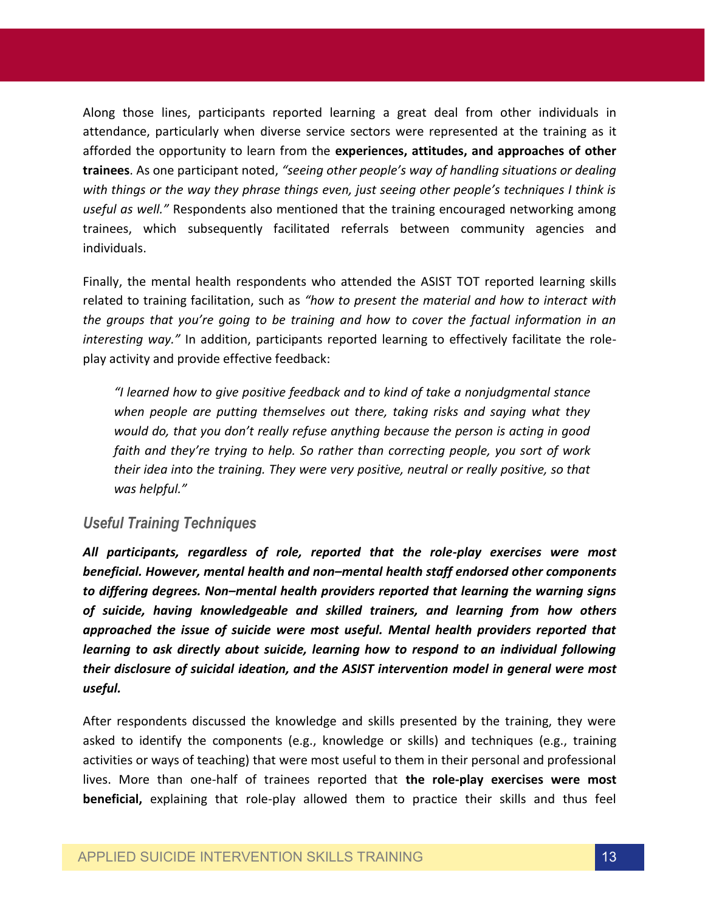Along those lines, participants reported learning a great deal from other individuals in attendance, particularly when diverse service sectors were represented at the training as it afforded the opportunity to learn from the **experiences, attitudes, and approaches of other trainees**. As one participant noted, *"seeing other people's way of handling situations or dealing with things or the way they phrase things even, just seeing other people's techniques I think is useful as well."* Respondents also mentioned that the training encouraged networking among trainees, which subsequently facilitated referrals between community agencies and individuals.

Finally, the mental health respondents who attended the ASIST TOT reported learning skills related to training facilitation, such as *"how to present the material and how to interact with the groups that you're going to be training and how to cover the factual information in an interesting way."* In addition, participants reported learning to effectively facilitate the role-play activity and provide effective feedback:

> *"I learned how to give positive feedback and to kind of take a nonjudgmental stance when people are putting themselves out there, taking risks and saying what they would do, that you don't really refuse anything because the person is acting in good faith and they're trying to help. So rather than correcting people, you sort of work their idea into the training. They were very positive, neutral or really positive, so that was helpful."*

### *Useful Training Techniques*

***All participants, regardless of role, reported that the role-play exercises were most beneficial. However, mental health and non–mental health staff endorsed other components to differing degrees. Non–mental health providers reported that learning the warning signs of suicide, having knowledgeable and skilled trainers, and learning from how others approached the issue of suicide were most useful. Mental health providers reported that learning to ask directly about suicide, learning how to respond to an individual following their disclosure of suicidal ideation, and the ASIST intervention model in general were most useful.***

After respondents discussed the knowledge and skills presented by the training, they were asked to identify the components (e.g., knowledge or skills) and techniques (e.g., training activities or ways of teaching) that were most useful to them in their personal and professional lives. More than one-half of trainees reported that **the role-play exercises were most beneficial,** explaining that role-play allowed them to practice their skills and thus feel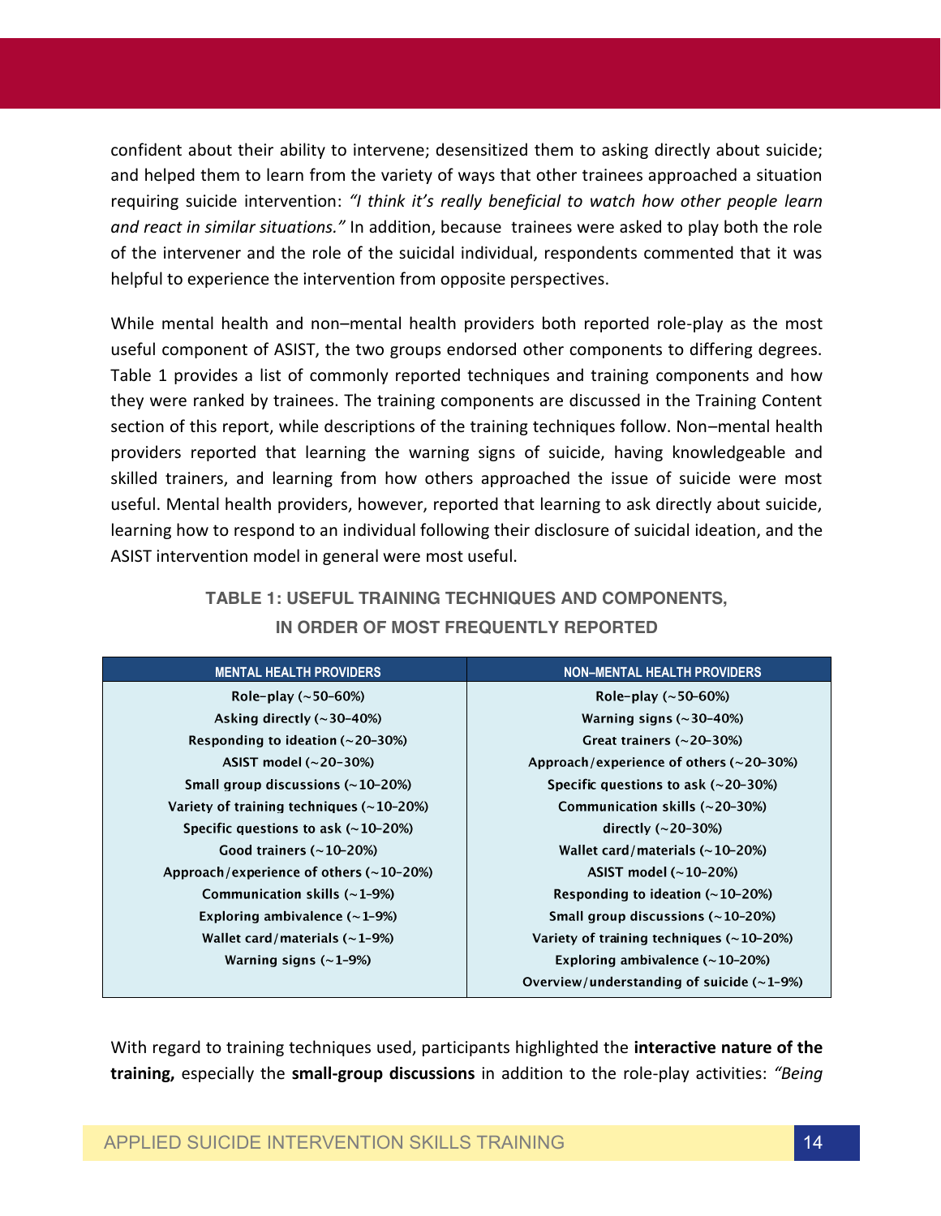confident about their ability to intervene; desensitized them to asking directly about suicide; and helped them to learn from the variety of ways that other trainees approached a situation requiring suicide intervention: *"I think it's really beneficial to watch how other people learn and react in similar situations."* In addition, because trainees were asked to play both the role of the intervener and the role of the suicidal individual, respondents commented that it was helpful to experience the intervention from opposite perspectives.

While mental health and non–mental health providers both reported role-play as the most useful component of ASIST, the two groups endorsed other components to differing degrees. Table 1 provides a list of commonly reported techniques and training components and how they were ranked by trainees. The training components are discussed in the Training Content section of this report, while descriptions of the training techniques follow. Non–mental health providers reported that learning the warning signs of suicide, having knowledgeable and skilled trainers, and learning from how others approached the issue of suicide were most useful. Mental health providers, however, reported that learning to ask directly about suicide, learning how to respond to an individual following their disclosure of suicidal ideation, and the ASIST intervention model in general were most useful.

**TABLE 1: USEFUL TRAINING TECHNIQUES AND COMPONENTS, IN ORDER OF MOST FREQUENTLY REPORTED**

| MENTAL HEALTH PROVIDERS | NON–MENTAL HEALTH PROVIDERS |
|---|---|
| Role-play (~50–60%) | Role-play (~50–60%) |
| Asking directly (~30–40%) | Warning signs (~30–40%) |
| Responding to ideation (~20–30%) | Great trainers (~20–30%) |
| ASIST model (~20–30%) | Approach/experience of others (~20–30%) |
| Small group discussions (~10–20%) | Specific questions to ask (~20–30%) |
| Variety of training techniques (~10–20%) | Communication skills (~20–30%) |
| Specific questions to ask (~10–20%) | directly (~20–30%) |
| Good trainers (~10–20%) | Wallet card/materials (~10–20%) |
| Approach/experience of others (~10–20%) | ASIST model (~10–20%) |
| Communication skills (~1–9%) | Responding to ideation (~10–20%) |
| Exploring ambivalence (~1–9%) | Small group discussions (~10–20%) |
| Wallet card/materials (~1–9%) | Variety of training techniques (~10–20%) |
| Warning signs (~1–9%) | Exploring ambivalence (~10–20%) |
| | Overview/understanding of suicide (~1–9%) |

With regard to training techniques used, participants highlighted the **interactive nature of the training,** especially the **small-group discussions** in addition to the role-play activities: *"Being*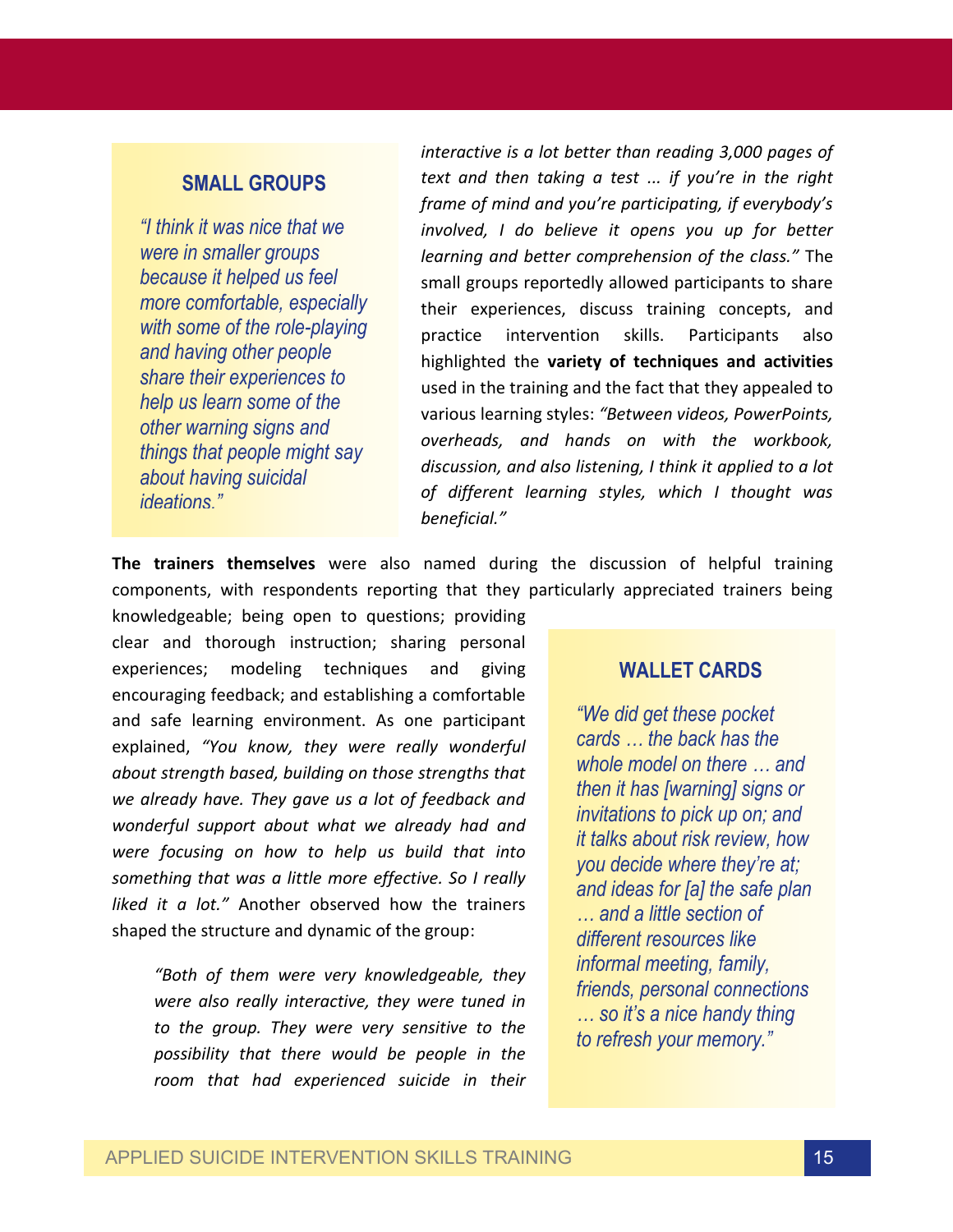### SMALL GROUPS

*"I think it was nice that we were in smaller groups because it helped us feel more comfortable, especially with some of the role-playing and having other people share their experiences to help us learn some of the other warning signs and things that people might say about having suicidal ideations."*

*interactive is a lot better than reading 3,000 pages of text and then taking a test ... if you're in the right frame of mind and you're participating, if everybody's involved, I do believe it opens you up for better learning and better comprehension of the class."* The small groups reportedly allowed participants to share their experiences, discuss training concepts, and practice intervention skills. Participants also highlighted the **variety of techniques and activities** used in the training and the fact that they appealed to various learning styles: *"Between videos, PowerPoints, overheads, and hands on with the workbook, discussion, and also listening, I think it applied to a lot of different learning styles, which I thought was beneficial."*

**The trainers themselves** were also named during the discussion of helpful training components, with respondents reporting that they particularly appreciated trainers being knowledgeable; being open to questions; providing clear and thorough instruction; sharing personal experiences; modeling techniques and giving encouraging feedback; and establishing a comfortable and safe learning environment. As one participant explained, *"You know, they were really wonderful about strength based, building on those strengths that we already have. They gave us a lot of feedback and wonderful support about what we already had and were focusing on how to help us build that into something that was a little more effective. So I really liked it a lot."* Another observed how the trainers shaped the structure and dynamic of the group:

> *"Both of them were very knowledgeable, they were also really interactive, they were tuned in to the group. They were very sensitive to the possibility that there would be people in the room that had experienced suicide in their*

### WALLET CARDS

*"We did get these pocket cards … the back has the whole model on there … and then it has [warning] signs or invitations to pick up on; and it talks about risk review, how you decide where they're at; and ideas for [a] the safe plan … and a little section of different resources like informal meeting, family, friends, personal connections … so it's a nice handy thing to refresh your memory."*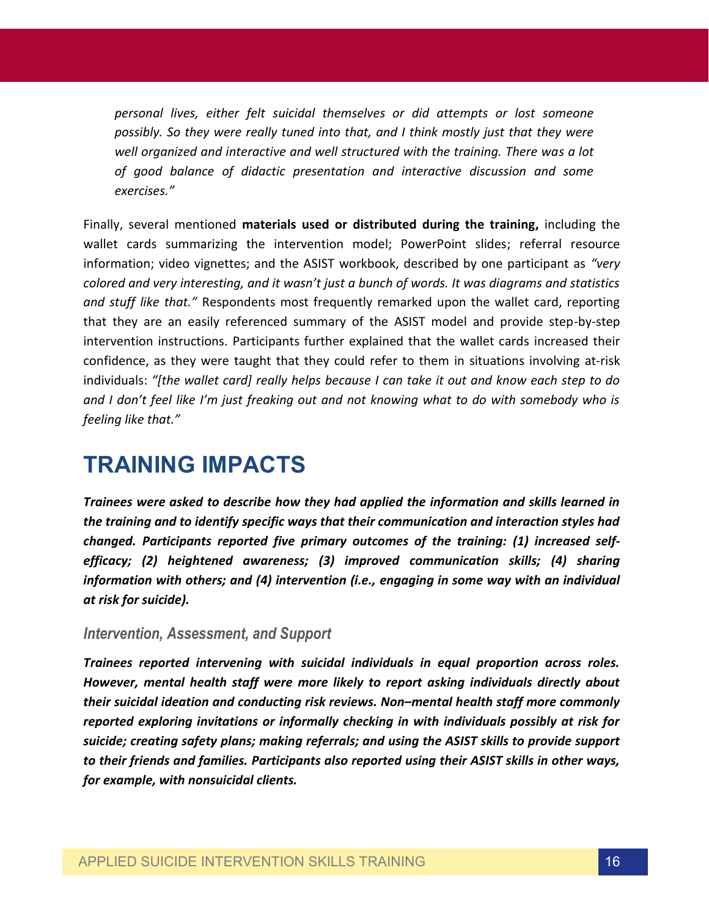*personal lives, either felt suicidal themselves or did attempts or lost someone possibly. So they were really tuned into that, and I think mostly just that they were well organized and interactive and well structured with the training. There was a lot of good balance of didactic presentation and interactive discussion and some exercises."*

Finally, several mentioned **materials used or distributed during the training,** including the wallet cards summarizing the intervention model; PowerPoint slides; referral resource information; video vignettes; and the ASIST workbook, described by one participant as *"very colored and very interesting, and it wasn't just a bunch of words. It was diagrams and statistics and stuff like that."* Respondents most frequently remarked upon the wallet card, reporting that they are an easily referenced summary of the ASIST model and provide step-by-step intervention instructions. Participants further explained that the wallet cards increased their confidence, as they were taught that they could refer to them in situations involving at-risk individuals: *"[the wallet card] really helps because I can take it out and know each step to do and I don't feel like I'm just freaking out and not knowing what to do with somebody who is feeling like that."*

# TRAINING IMPACTS

***Trainees were asked to describe how they had applied the information and skills learned in the training and to identify specific ways that their communication and interaction styles had changed. Participants reported five primary outcomes of the training: (1) increased self-efficacy; (2) heightened awareness; (3) improved communication skills; (4) sharing information with others; and (4) intervention (i.e., engaging in some way with an individual at risk for suicide).***

### *Intervention, Assessment, and Support*

***Trainees reported intervening with suicidal individuals in equal proportion across roles. However, mental health staff were more likely to report asking individuals directly about their suicidal ideation and conducting risk reviews. Non–mental health staff more commonly reported exploring invitations or informally checking in with individuals possibly at risk for suicide; creating safety plans; making referrals; and using the ASIST skills to provide support to their friends and families. Participants also reported using their ASIST skills in other ways, for example, with nonsuicidal clients.***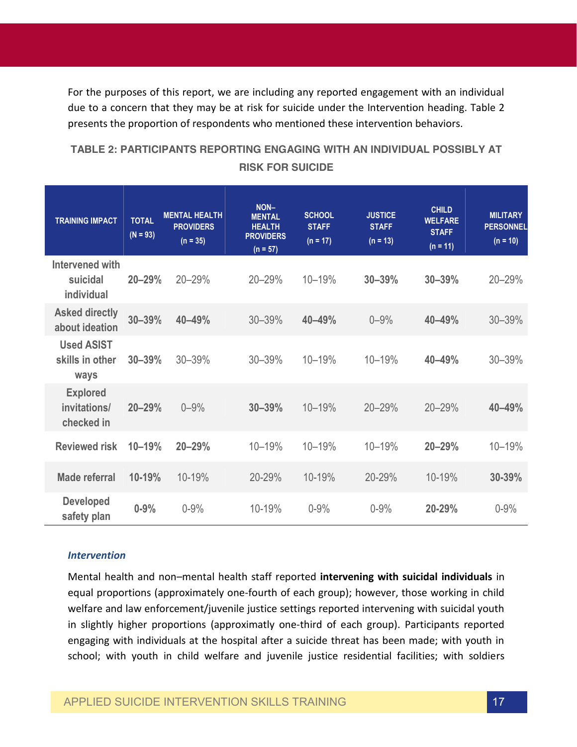For the purposes of this report, we are including any reported engagement with an individual due to a concern that they may be at risk for suicide under the Intervention heading. Table 2 presents the proportion of respondents who mentioned these intervention behaviors.

**TABLE 2: PARTICIPANTS REPORTING ENGAGING WITH AN INDIVIDUAL POSSIBLY AT RISK FOR SUICIDE**

| TRAINING IMPACT | TOTAL (N = 93) | MENTAL HEALTH PROVIDERS (n = 35) | NON–MENTAL HEALTH PROVIDERS (n = 57) | SCHOOL STAFF (n = 17) | JUSTICE STAFF (n = 13) | CHILD WELFARE STAFF (n = 11) | MILITARY PERSONNEL (n = 10) |
|---|---|---|---|---|---|---|---|
| Intervened with suicidal individual | **20–29%** | 20–29% | 20–29% | 10–19% | **30–39%** | **30–39%** | 20–29% |
| Asked directly about ideation | **30–39%** | **40–49%** | 30–39% | **40–49%** | 0–9% | **40–49%** | 30–39% |
| Used ASIST skills in other ways | **30–39%** | 30–39% | 30–39% | 10–19% | 10–19% | **40–49%** | 30–39% |
| Explored invitations/ checked in | **20–29%** | 0–9% | **30–39%** | 10–19% | 20–29% | 20–29% | **40–49%** |
| Reviewed risk | **10–19%** | **20–29%** | 10–19% | 10–19% | 10–19% | **20–29%** | 10–19% |
| Made referral | **10-19%** | 10-19% | 20-29% | 10-19% | 20-29% | 10-19% | **30-39%** |
| Developed safety plan | **0-9%** | 0-9% | 10-19% | 0-9% | 0-9% | **20-29%** | 0-9% |

### *Intervention*

Mental health and non–mental health staff reported **intervening with suicidal individuals** in equal proportions (approximately one-fourth of each group); however, those working in child welfare and law enforcement/juvenile justice settings reported intervening with suicidal youth in slightly higher proportions (approximatly one-third of each group). Participants reported engaging with individuals at the hospital after a suicide threat has been made; with youth in school; with youth in child welfare and juvenile justice residential facilities; with soldiers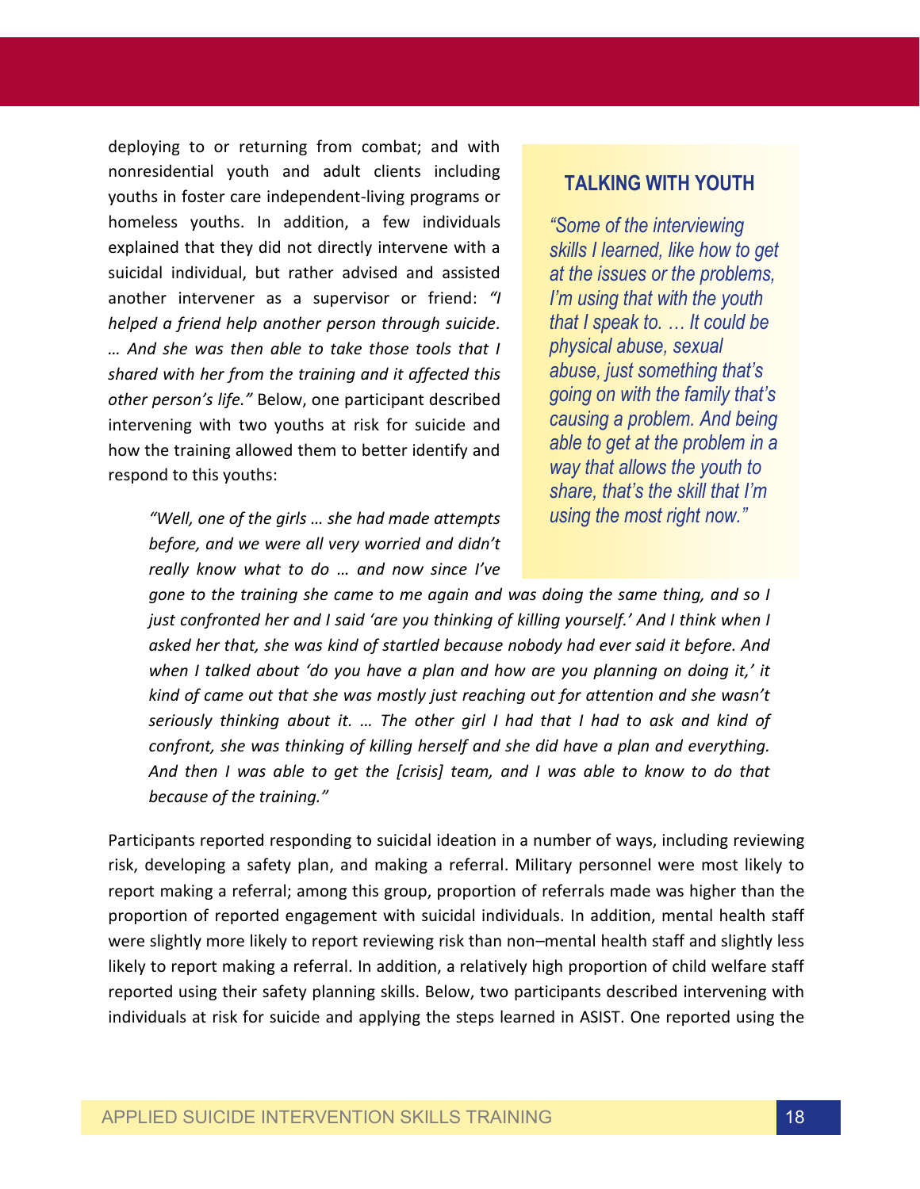deploying to or returning from combat; and with nonresidential youth and adult clients including youths in foster care independent-living programs or homeless youths. In addition, a few individuals explained that they did not directly intervene with a suicidal individual, but rather advised and assisted another intervener as a supervisor or friend: *"I helped a friend help another person through suicide. … And she was then able to take those tools that I shared with her from the training and it affected this other person's life."* Below, one participant described intervening with two youths at risk for suicide and how the training allowed them to better identify and respond to this youths:

> *"Well, one of the girls … she had made attempts before, and we were all very worried and didn't really know what to do … and now since I've gone to the training she came to me again and was doing the same thing, and so I just confronted her and I said 'are you thinking of killing yourself.' And I think when I asked her that, she was kind of startled because nobody had ever said it before. And when I talked about 'do you have a plan and how are you planning on doing it,' it kind of came out that she was mostly just reaching out for attention and she wasn't seriously thinking about it. … The other girl I had that I had to ask and kind of confront, she was thinking of killing herself and she did have a plan and everything. And then I was able to get the [crisis] team, and I was able to know to do that because of the training."*

Participants reported responding to suicidal ideation in a number of ways, including reviewing risk, developing a safety plan, and making a referral. Military personnel were most likely to report making a referral; among this group, proportion of referrals made was higher than the proportion of reported engagement with suicidal individuals. In addition, mental health staff were slightly more likely to report reviewing risk than non–mental health staff and slightly less likely to report making a referral. In addition, a relatively high proportion of child welfare staff reported using their safety planning skills. Below, two participants described intervening with individuals at risk for suicide and applying the steps learned in ASIST. One reported using the

### TALKING WITH YOUTH

*"Some of the interviewing skills I learned, like how to get at the issues or the problems, I'm using that with the youth that I speak to. … It could be physical abuse, sexual abuse, just something that's going on with the family that's causing a problem. And being able to get at the problem in a way that allows the youth to share, that's the skill that I'm using the most right now."*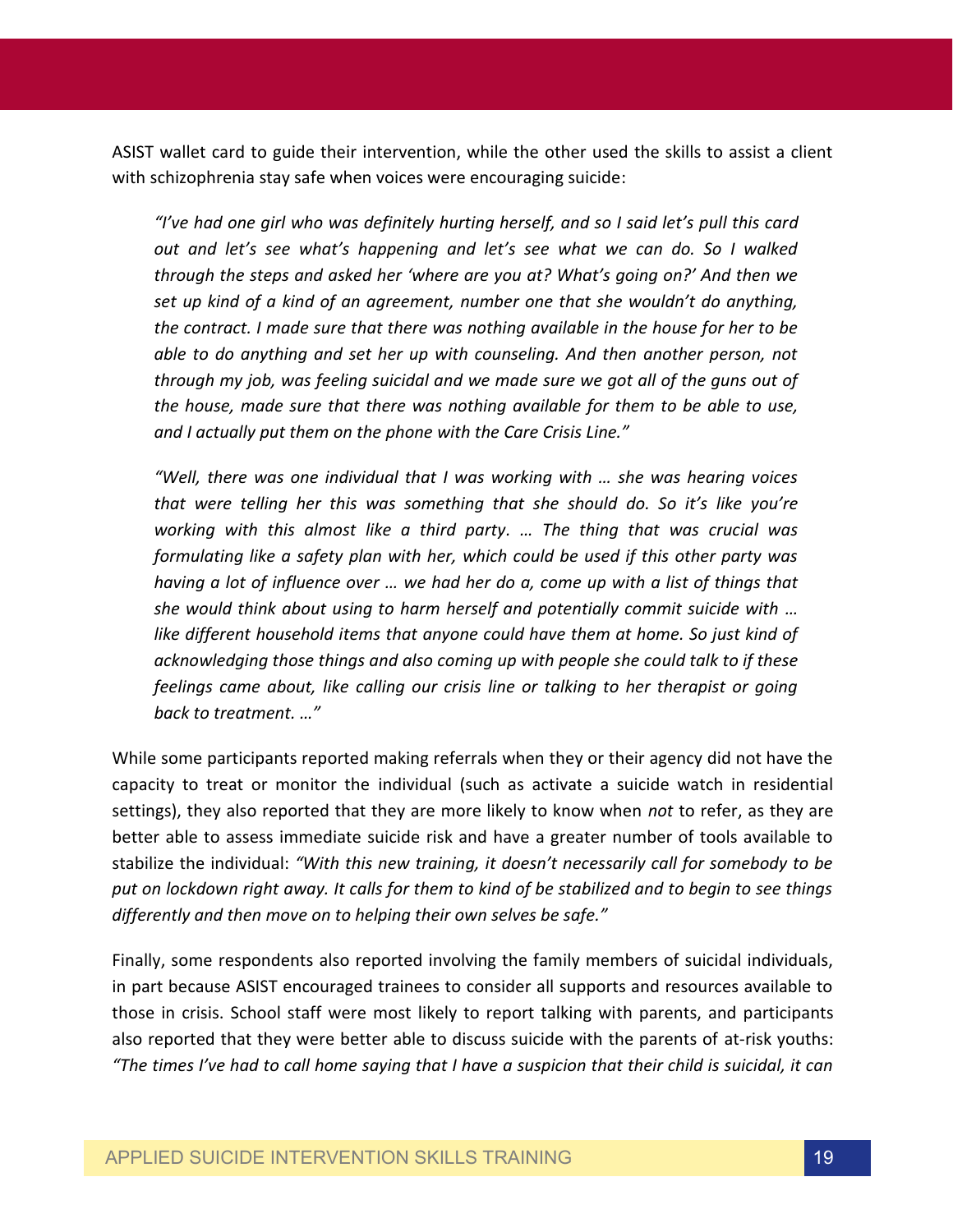ASIST wallet card to guide their intervention, while the other used the skills to assist a client with schizophrenia stay safe when voices were encouraging suicide:

> *"I've had one girl who was definitely hurting herself, and so I said let's pull this card out and let's see what's happening and let's see what we can do. So I walked through the steps and asked her 'where are you at? What's going on?' And then we set up kind of a kind of an agreement, number one that she wouldn't do anything, the contract. I made sure that there was nothing available in the house for her to be able to do anything and set her up with counseling. And then another person, not through my job, was feeling suicidal and we made sure we got all of the guns out of the house, made sure that there was nothing available for them to be able to use, and I actually put them on the phone with the Care Crisis Line."*
>
> *"Well, there was one individual that I was working with … she was hearing voices that were telling her this was something that she should do. So it's like you're working with this almost like a third party. … The thing that was crucial was formulating like a safety plan with her, which could be used if this other party was having a lot of influence over … we had her do a, come up with a list of things that she would think about using to harm herself and potentially commit suicide with … like different household items that anyone could have them at home. So just kind of acknowledging those things and also coming up with people she could talk to if these feelings came about, like calling our crisis line or talking to her therapist or going back to treatment. …"*

While some participants reported making referrals when they or their agency did not have the capacity to treat or monitor the individual (such as activate a suicide watch in residential settings), they also reported that they are more likely to know when *not* to refer, as they are better able to assess immediate suicide risk and have a greater number of tools available to stabilize the individual: *"With this new training, it doesn't necessarily call for somebody to be put on lockdown right away. It calls for them to kind of be stabilized and to begin to see things differently and then move on to helping their own selves be safe."*

Finally, some respondents also reported involving the family members of suicidal individuals, in part because ASIST encouraged trainees to consider all supports and resources available to those in crisis. School staff were most likely to report talking with parents, and participants also reported that they were better able to discuss suicide with the parents of at-risk youths: *"The times I've had to call home saying that I have a suspicion that their child is suicidal, it can*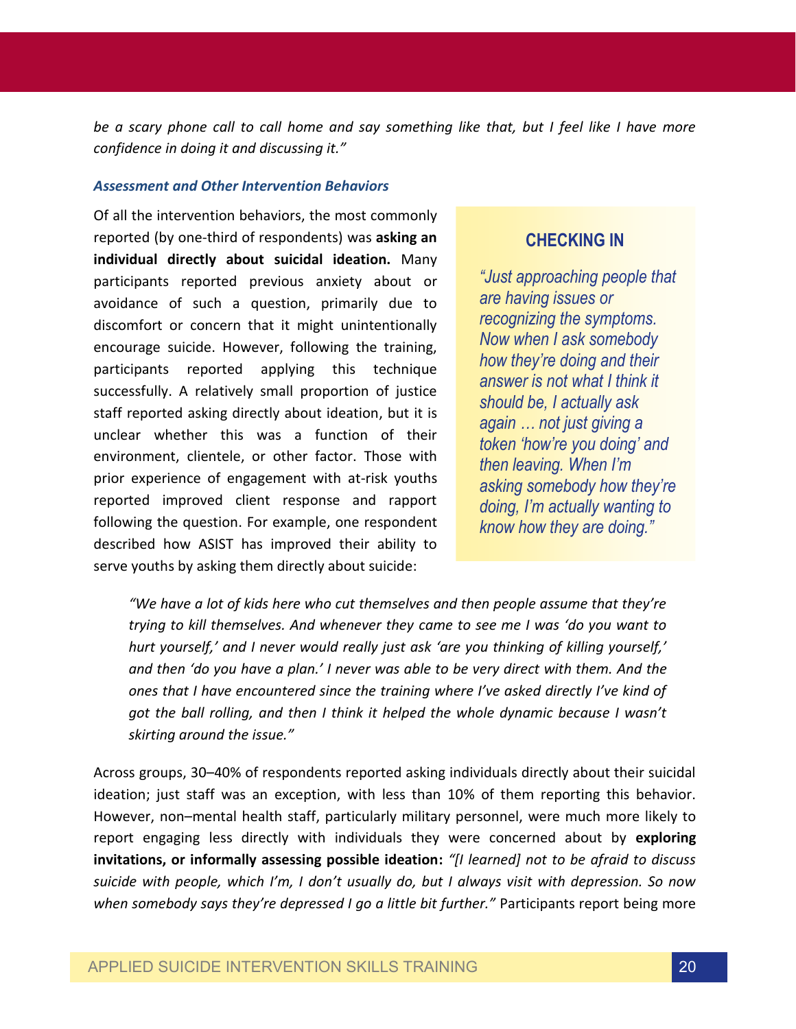*be a scary phone call to call home and say something like that, but I feel like I have more confidence in doing it and discussing it."*

#### *Assessment and Other Intervention Behaviors*

Of all the intervention behaviors, the most commonly reported (by one-third of respondents) was **asking an individual directly about suicidal ideation.** Many participants reported previous anxiety about or avoidance of such a question, primarily due to discomfort or concern that it might unintentionally encourage suicide. However, following the training, participants reported applying this technique successfully. A relatively small proportion of justice staff reported asking directly about ideation, but it is unclear whether this was a function of their environment, clientele, or other factor. Those with prior experience of engagement with at-risk youths reported improved client response and rapport following the question. For example, one respondent described how ASIST has improved their ability to serve youths by asking them directly about suicide:

> *"We have a lot of kids here who cut themselves and then people assume that they're trying to kill themselves. And whenever they came to see me I was 'do you want to hurt yourself,' and I never would really just ask 'are you thinking of killing yourself,' and then 'do you have a plan.' I never was able to be very direct with them. And the ones that I have encountered since the training where I've asked directly I've kind of got the ball rolling, and then I think it helped the whole dynamic because I wasn't skirting around the issue."*

> **CHECKING IN**
>
> *"Just approaching people that are having issues or recognizing the symptoms. Now when I ask somebody how they're doing and their answer is not what I think it should be, I actually ask again … not just giving a token 'how're you doing' and then leaving. When I'm asking somebody how they're doing, I'm actually wanting to know how they are doing."*

Across groups, 30–40% of respondents reported asking individuals directly about their suicidal ideation; just staff was an exception, with less than 10% of them reporting this behavior. However, non–mental health staff, particularly military personnel, were much more likely to report engaging less directly with individuals they were concerned about by **exploring invitations, or informally assessing possible ideation:** *"[I learned] not to be afraid to discuss suicide with people, which I'm, I don't usually do, but I always visit with depression. So now when somebody says they're depressed I go a little bit further."* Participants report being more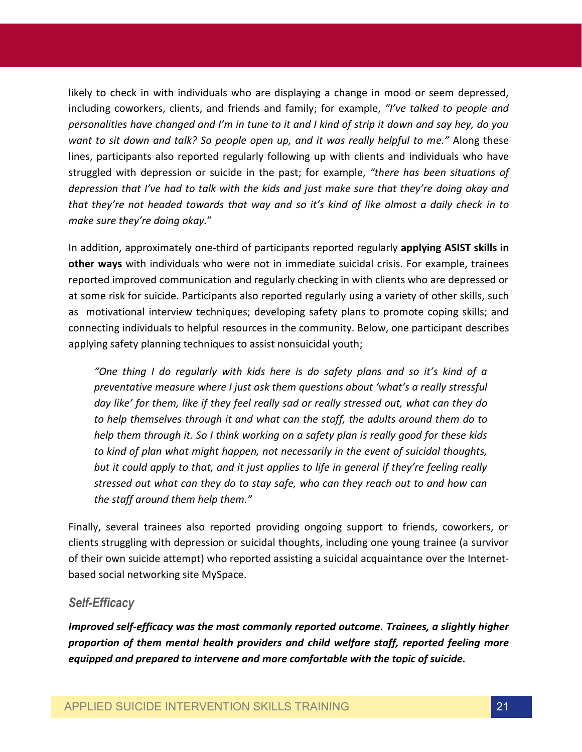likely to check in with individuals who are displaying a change in mood or seem depressed, including coworkers, clients, and friends and family; for example, *"I've talked to people and personalities have changed and I'm in tune to it and I kind of strip it down and say hey, do you want to sit down and talk? So people open up, and it was really helpful to me."* Along these lines, participants also reported regularly following up with clients and individuals who have struggled with depression or suicide in the past; for example, *"there has been situations of depression that I've had to talk with the kids and just make sure that they're doing okay and that they're not headed towards that way and so it's kind of like almost a daily check in to make sure they're doing okay.*"

In addition, approximately one-third of participants reported regularly **applying ASIST skills in other ways** with individuals who were not in immediate suicidal crisis. For example, trainees reported improved communication and regularly checking in with clients who are depressed or at some risk for suicide. Participants also reported regularly using a variety of other skills, such as motivational interview techniques; developing safety plans to promote coping skills; and connecting individuals to helpful resources in the community. Below, one participant describes applying safety planning techniques to assist nonsuicidal youth;

> *"One thing I do regularly with kids here is do safety plans and so it's kind of a preventative measure where I just ask them questions about 'what's a really stressful day like' for them, like if they feel really sad or really stressed out, what can they do to help themselves through it and what can the staff, the adults around them do to help them through it. So I think working on a safety plan is really good for these kids to kind of plan what might happen, not necessarily in the event of suicidal thoughts, but it could apply to that, and it just applies to life in general if they're feeling really stressed out what can they do to stay safe, who can they reach out to and how can the staff around them help them."*

Finally, several trainees also reported providing ongoing support to friends, coworkers, or clients struggling with depression or suicidal thoughts, including one young trainee (a survivor of their own suicide attempt) who reported assisting a suicidal acquaintance over the Internet-based social networking site MySpace.

### *Self-Efficacy*

***Improved self-efficacy was the most commonly reported outcome. Trainees, a slightly higher proportion of them mental health providers and child welfare staff, reported feeling more equipped and prepared to intervene and more comfortable with the topic of suicide.***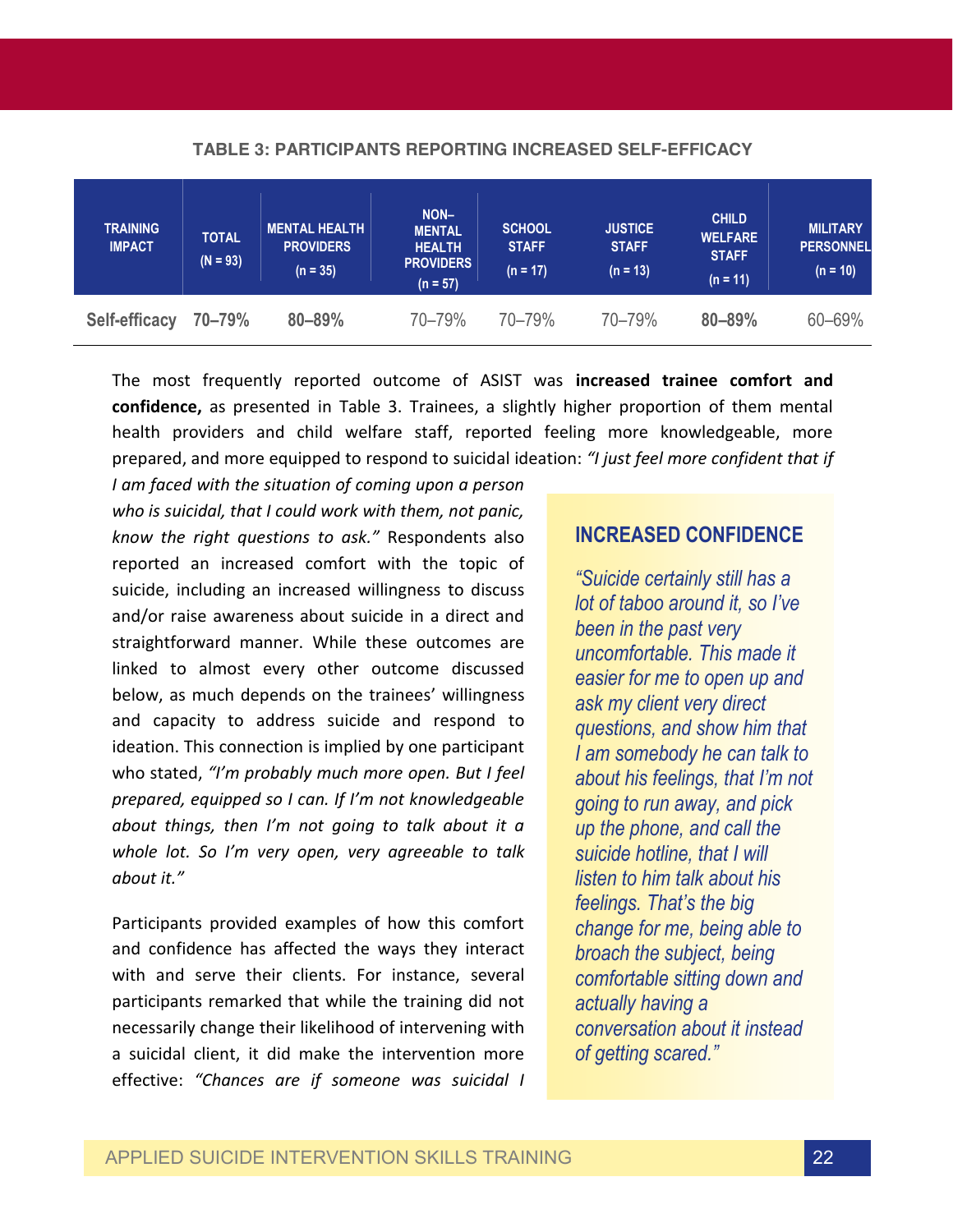**TABLE 3: PARTICIPANTS REPORTING INCREASED SELF-EFFICACY**

| TRAINING IMPACT | TOTAL (N = 93) | MENTAL HEALTH PROVIDERS (n = 35) | NON–MENTAL HEALTH PROVIDERS (n = 57) | SCHOOL STAFF (n = 17) | JUSTICE STAFF (n = 13) | CHILD WELFARE STAFF (n = 11) | MILITARY PERSONNEL (n = 10) |
|---|---|---|---|---|---|---|---|
| **Self-efficacy** | **70–79%** | **80–89%** | 70–79% | 70–79% | 70–79% | **80–89%** | 60–69% |

The most frequently reported outcome of ASIST was **increased trainee comfort and confidence,** as presented in Table 3. Trainees, a slightly higher proportion of them mental health providers and child welfare staff, reported feeling more knowledgeable, more prepared, and more equipped to respond to suicidal ideation: *"I just feel more confident that if I am faced with the situation of coming upon a person who is suicidal, that I could work with them, not panic, know the right questions to ask."* Respondents also reported an increased comfort with the topic of suicide, including an increased willingness to discuss and/or raise awareness about suicide in a direct and straightforward manner. While these outcomes are linked to almost every other outcome discussed below, as much depends on the trainees' willingness and capacity to address suicide and respond to ideation. This connection is implied by one participant who stated, *"I'm probably much more open. But I feel prepared, equipped so I can. If I'm not knowledgeable about things, then I'm not going to talk about it a whole lot. So I'm very open, very agreeable to talk about it."*

Participants provided examples of how this comfort and confidence has affected the ways they interact with and serve their clients. For instance, several participants remarked that while the training did not necessarily change their likelihood of intervening with a suicidal client, it did make the intervention more effective: *"Chances are if someone was suicidal I*

### INCREASED CONFIDENCE

*"Suicide certainly still has a lot of taboo around it, so I've been in the past very uncomfortable. This made it easier for me to open up and ask my client very direct questions, and show him that I am somebody he can talk to about his feelings, that I'm not going to run away, and pick up the phone, and call the suicide hotline, that I will listen to him talk about his feelings. That's the big change for me, being able to broach the subject, being comfortable sitting down and actually having a conversation about it instead of getting scared."*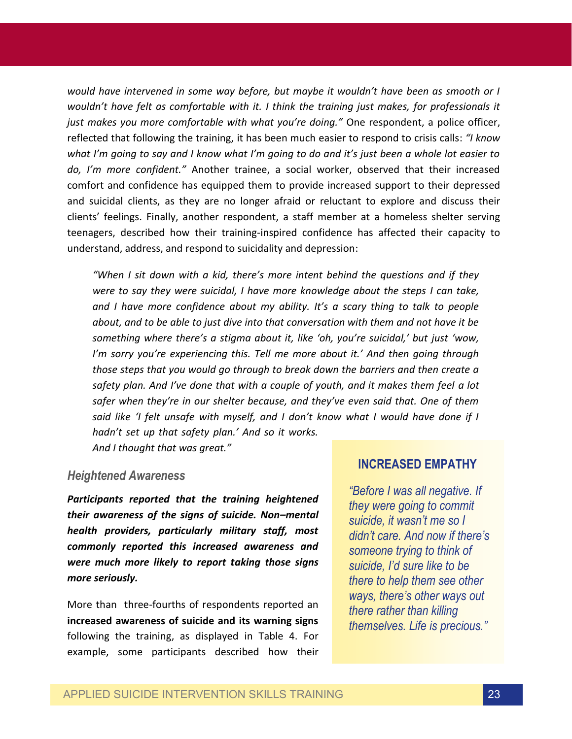*would have intervened in some way before, but maybe it wouldn't have been as smooth or I wouldn't have felt as comfortable with it. I think the training just makes, for professionals it just makes you more comfortable with what you're doing."* One respondent, a police officer, reflected that following the training, it has been much easier to respond to crisis calls: *"I know what I'm going to say and I know what I'm going to do and it's just been a whole lot easier to do, I'm more confident."* Another trainee, a social worker, observed that their increased comfort and confidence has equipped them to provide increased support to their depressed and suicidal clients, as they are no longer afraid or reluctant to explore and discuss their clients' feelings. Finally, another respondent, a staff member at a homeless shelter serving teenagers, described how their training-inspired confidence has affected their capacity to understand, address, and respond to suicidality and depression:

> *"When I sit down with a kid, there's more intent behind the questions and if they were to say they were suicidal, I have more knowledge about the steps I can take, and I have more confidence about my ability. It's a scary thing to talk to people about, and to be able to just dive into that conversation with them and not have it be something where there's a stigma about it, like 'oh, you're suicidal,' but just 'wow, I'm sorry you're experiencing this. Tell me more about it.' And then going through those steps that you would go through to break down the barriers and then create a safety plan. And I've done that with a couple of youth, and it makes them feel a lot safer when they're in our shelter because, and they've even said that. One of them said like 'I felt unsafe with myself, and I don't know what I would have done if I hadn't set up that safety plan.' And so it works. And I thought that was great."*

### Heightened Awareness

***Participants reported that the training heightened their awareness of the signs of suicide. Non–mental health providers, particularly military staff, most commonly reported this increased awareness and were much more likely to report taking those signs more seriously.***

More than three-fourths of respondents reported an **increased awareness of suicide and its warning signs** following the training, as displayed in Table 4. For example, some participants described how their

> **INCREASED EMPATHY**
>
> *"Before I was all negative. If they were going to commit suicide, it wasn't me so I didn't care. And now if there's someone trying to think of suicide, I'd sure like to be there to help them see other ways, there's other ways out there rather than killing themselves. Life is precious."*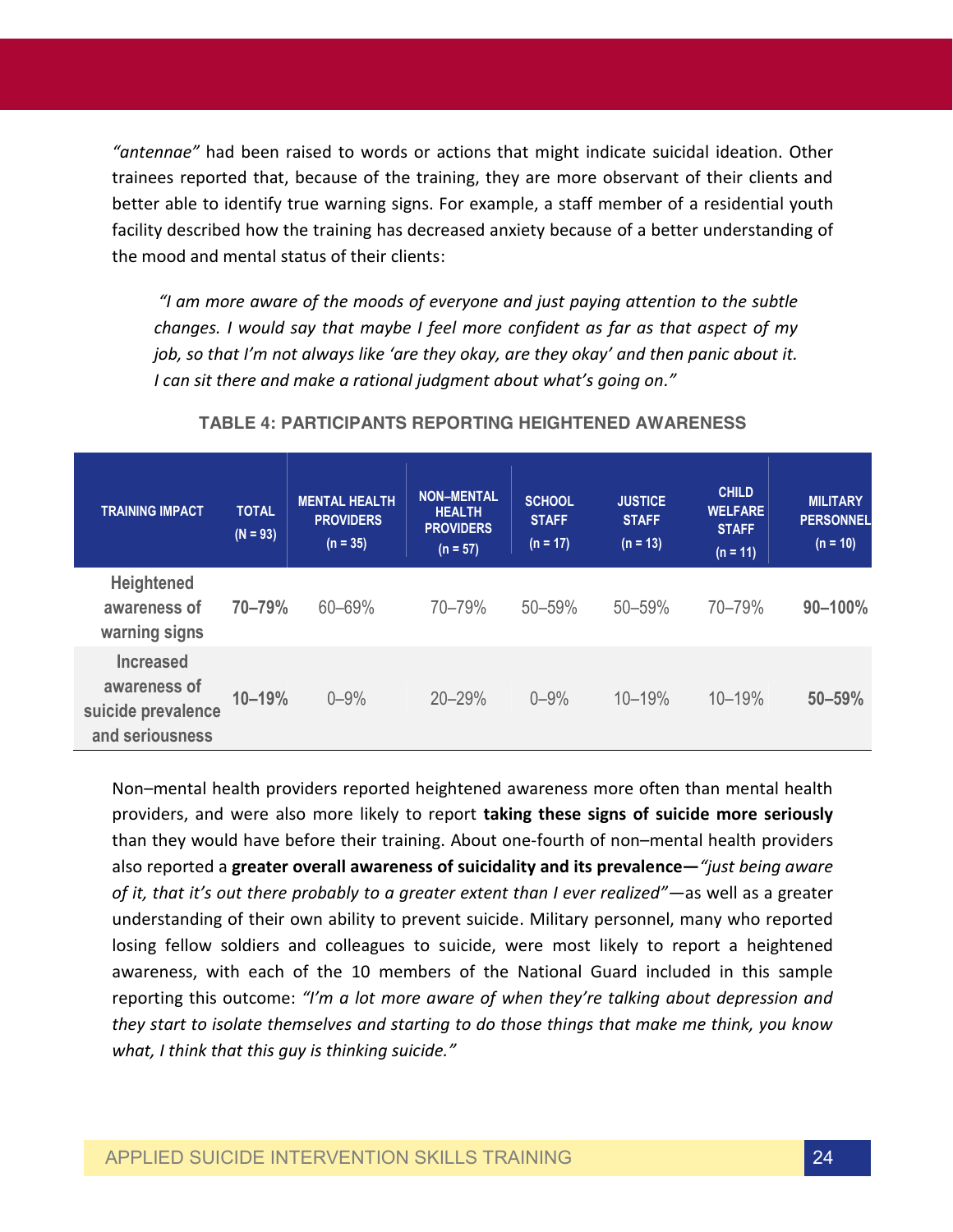*"antennae"* had been raised to words or actions that might indicate suicidal ideation. Other trainees reported that, because of the training, they are more observant of their clients and better able to identify true warning signs. For example, a staff member of a residential youth facility described how the training has decreased anxiety because of a better understanding of the mood and mental status of their clients:

> *"I am more aware of the moods of everyone and just paying attention to the subtle changes. I would say that maybe I feel more confident as far as that aspect of my job, so that I'm not always like 'are they okay, are they okay' and then panic about it. I can sit there and make a rational judgment about what's going on."*

**TABLE 4: PARTICIPANTS REPORTING HEIGHTENED AWARENESS**

| TRAINING IMPACT | TOTAL (N = 93) | MENTAL HEALTH PROVIDERS (n = 35) | NON–MENTAL HEALTH PROVIDERS (n = 57) | SCHOOL STAFF (n = 17) | JUSTICE STAFF (n = 13) | CHILD WELFARE STAFF (n = 11) | MILITARY PERSONNEL (n = 10) |
|---|---|---|---|---|---|---|---|
| Heightened awareness of warning signs | **70–79%** | 60–69% | 70–79% | 50–59% | 50–59% | 70–79% | **90–100%** |
| Increased awareness of suicide prevalence and seriousness | **10–19%** | 0–9% | 20–29% | 0–9% | 10–19% | 10–19% | **50–59%** |

Non–mental health providers reported heightened awareness more often than mental health providers, and were also more likely to report **taking these signs of suicide more seriously** than they would have before their training. About one-fourth of non–mental health providers also reported a **greater overall awareness of suicidality and its prevalence—***"just being aware of it, that it's out there probably to a greater extent than I ever realized"*—as well as a greater understanding of their own ability to prevent suicide. Military personnel, many who reported losing fellow soldiers and colleagues to suicide, were most likely to report a heightened awareness, with each of the 10 members of the National Guard included in this sample reporting this outcome: *"I'm a lot more aware of when they're talking about depression and they start to isolate themselves and starting to do those things that make me think, you know what, I think that this guy is thinking suicide."*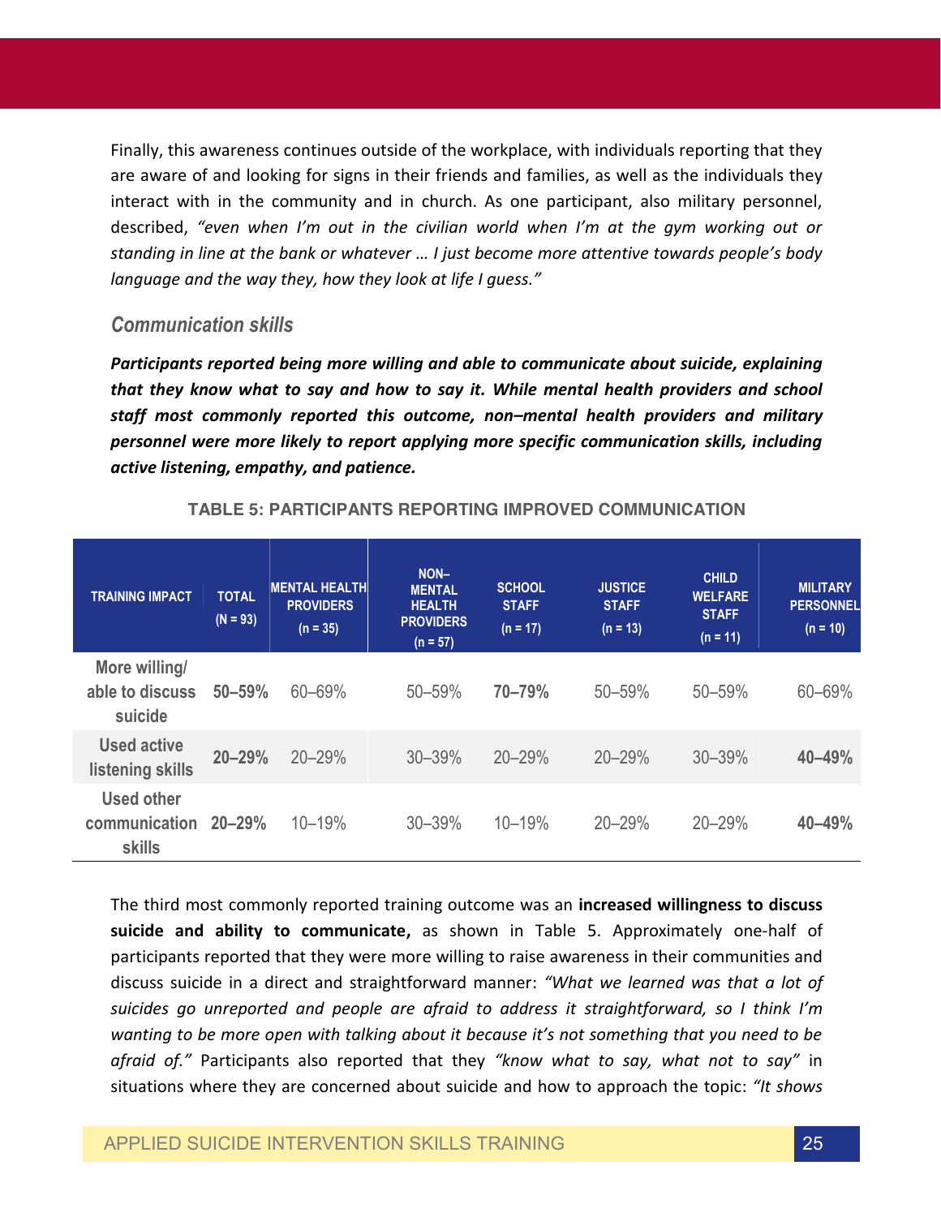Finally, this awareness continues outside of the workplace, with individuals reporting that they are aware of and looking for signs in their friends and families, as well as the individuals they interact with in the community and in church. As one participant, also military personnel, described, *"even when I'm out in the civilian world when I'm at the gym working out or standing in line at the bank or whatever … I just become more attentive towards people's body language and the way they, how they look at life I guess."*

### *Communication skills*

***Participants reported being more willing and able to communicate about suicide, explaining that they know what to say and how to say it. While mental health providers and school staff most commonly reported this outcome, non–mental health providers and military personnel were more likely to report applying more specific communication skills, including active listening, empathy, and patience.***

**TABLE 5: PARTICIPANTS REPORTING IMPROVED COMMUNICATION**

| TRAINING IMPACT | TOTAL (N = 93) | MENTAL HEALTH PROVIDERS (n = 35) | NON–MENTAL HEALTH PROVIDERS (n = 57) | SCHOOL STAFF (n = 17) | JUSTICE STAFF (n = 13) | CHILD WELFARE STAFF (n = 11) | MILITARY PERSONNEL (n = 10) |
|---|---|---|---|---|---|---|---|
| More willing/ able to discuss suicide | **50–59%** | 60–69% | 50–59% | **70–79%** | 50–59% | 50–59% | 60–69% |
| Used active listening skills | **20–29%** | 20–29% | 30–39% | 20–29% | 20–29% | 30–39% | **40–49%** |
| Used other communication skills | **20–29%** | 10–19% | 30–39% | 10–19% | 20–29% | 20–29% | **40–49%** |

The third most commonly reported training outcome was an **increased willingness to discuss suicide and ability to communicate,** as shown in Table 5. Approximately one-half of participants reported that they were more willing to raise awareness in their communities and discuss suicide in a direct and straightforward manner: *"What we learned was that a lot of suicides go unreported and people are afraid to address it straightforward, so I think I'm wanting to be more open with talking about it because it's not something that you need to be afraid of."* Participants also reported that they *"know what to say, what not to say"* in situations where they are concerned about suicide and how to approach the topic: *"It shows*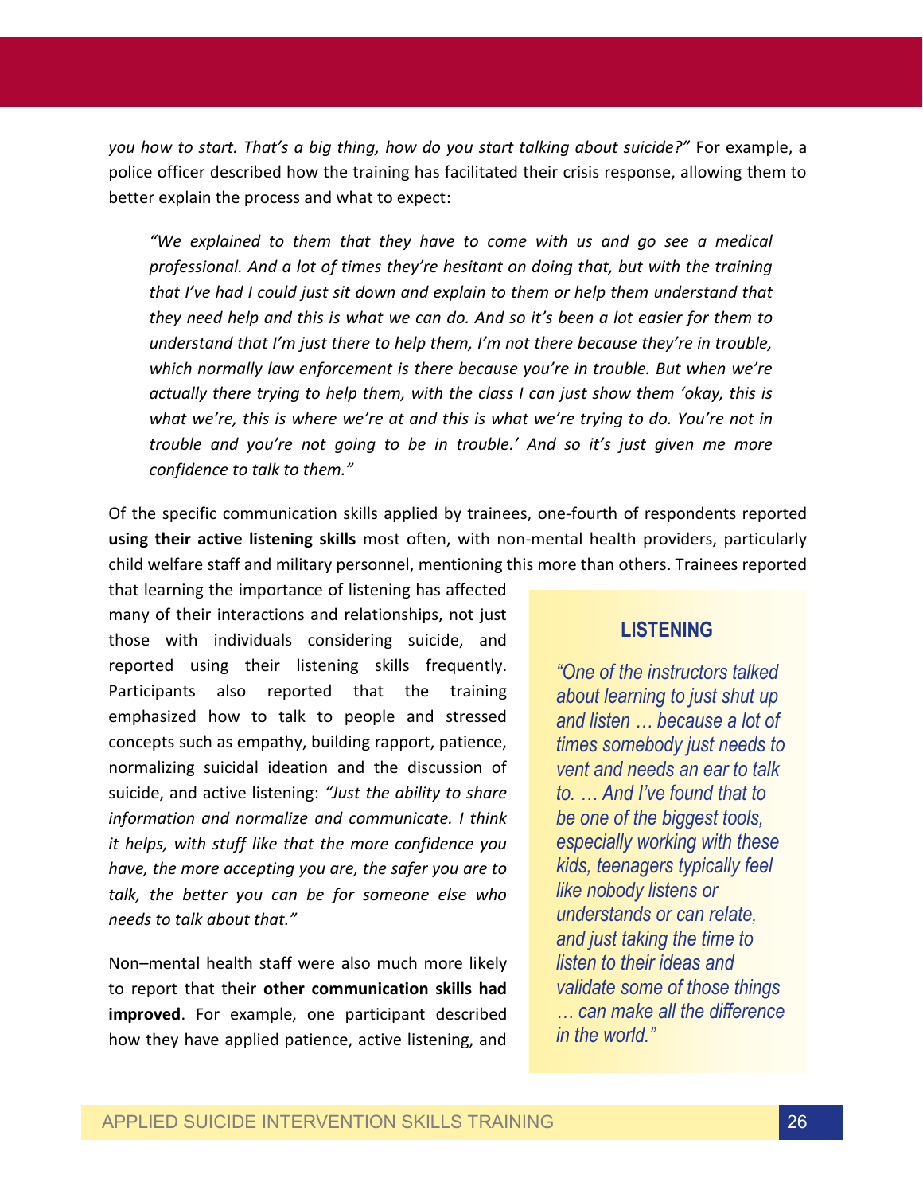*you how to start. That's a big thing, how do you start talking about suicide?"* For example, a police officer described how the training has facilitated their crisis response, allowing them to better explain the process and what to expect:

> *"We explained to them that they have to come with us and go see a medical professional. And a lot of times they're hesitant on doing that, but with the training that I've had I could just sit down and explain to them or help them understand that they need help and this is what we can do. And so it's been a lot easier for them to understand that I'm just there to help them, I'm not there because they're in trouble, which normally law enforcement is there because you're in trouble. But when we're actually there trying to help them, with the class I can just show them 'okay, this is what we're, this is where we're at and this is what we're trying to do. You're not in trouble and you're not going to be in trouble.' And so it's just given me more confidence to talk to them."*

Of the specific communication skills applied by trainees, one-fourth of respondents reported **using their active listening skills** most often, with non-mental health providers, particularly child welfare staff and military personnel, mentioning this more than others. Trainees reported that learning the importance of listening has affected many of their interactions and relationships, not just those with individuals considering suicide, and reported using their listening skills frequently. Participants also reported that the training emphasized how to talk to people and stressed concepts such as empathy, building rapport, patience, normalizing suicidal ideation and the discussion of suicide, and active listening: *"Just the ability to share information and normalize and communicate. I think it helps, with stuff like that the more confidence you have, the more accepting you are, the safer you are to talk, the better you can be for someone else who needs to talk about that."*

Non–mental health staff were also much more likely to report that their **other communication skills had improved**. For example, one participant described how they have applied patience, active listening, and

> **LISTENING**
>
> *"One of the instructors talked about learning to just shut up and listen … because a lot of times somebody just needs to vent and needs an ear to talk to. … And I've found that to be one of the biggest tools, especially working with these kids, teenagers typically feel like nobody listens or understands or can relate, and just taking the time to listen to their ideas and validate some of those things … can make all the difference in the world."*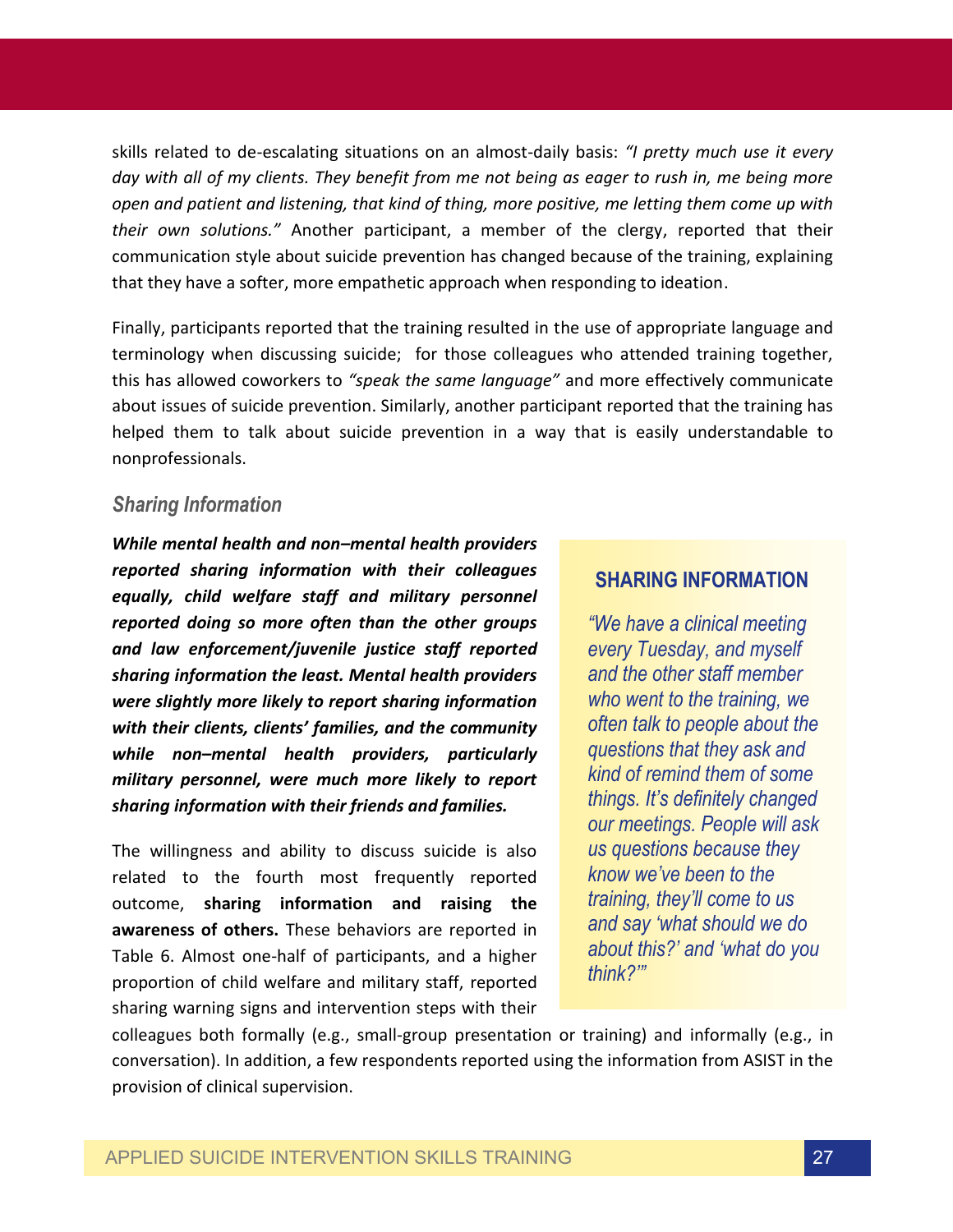skills related to de-escalating situations on an almost-daily basis: *"I pretty much use it every day with all of my clients. They benefit from me not being as eager to rush in, me being more open and patient and listening, that kind of thing, more positive, me letting them come up with their own solutions."* Another participant, a member of the clergy, reported that their communication style about suicide prevention has changed because of the training, explaining that they have a softer, more empathetic approach when responding to ideation.

Finally, participants reported that the training resulted in the use of appropriate language and terminology when discussing suicide; for those colleagues who attended training together, this has allowed coworkers to *"speak the same language"* and more effectively communicate about issues of suicide prevention. Similarly, another participant reported that the training has helped them to talk about suicide prevention in a way that is easily understandable to nonprofessionals.

### Sharing Information

***While mental health and non–mental health providers reported sharing information with their colleagues equally, child welfare staff and military personnel reported doing so more often than the other groups and law enforcement/juvenile justice staff reported sharing information the least. Mental health providers were slightly more likely to report sharing information with their clients, clients' families, and the community while non–mental health providers, particularly military personnel, were much more likely to report sharing information with their friends and families.***

The willingness and ability to discuss suicide is also related to the fourth most frequently reported outcome, **sharing information and raising the awareness of others.** These behaviors are reported in Table 6. Almost one-half of participants, and a higher proportion of child welfare and military staff, reported sharing warning signs and intervention steps with their colleagues both formally (e.g., small-group presentation or training) and informally (e.g., in conversation). In addition, a few respondents reported using the information from ASIST in the provision of clinical supervision.

> **SHARING INFORMATION**
>
> *"We have a clinical meeting every Tuesday, and myself and the other staff member who went to the training, we often talk to people about the questions that they ask and kind of remind them of some things. It's definitely changed our meetings. People will ask us questions because they know we've been to the training, they'll come to us and say 'what should we do about this?' and 'what do you think?'"*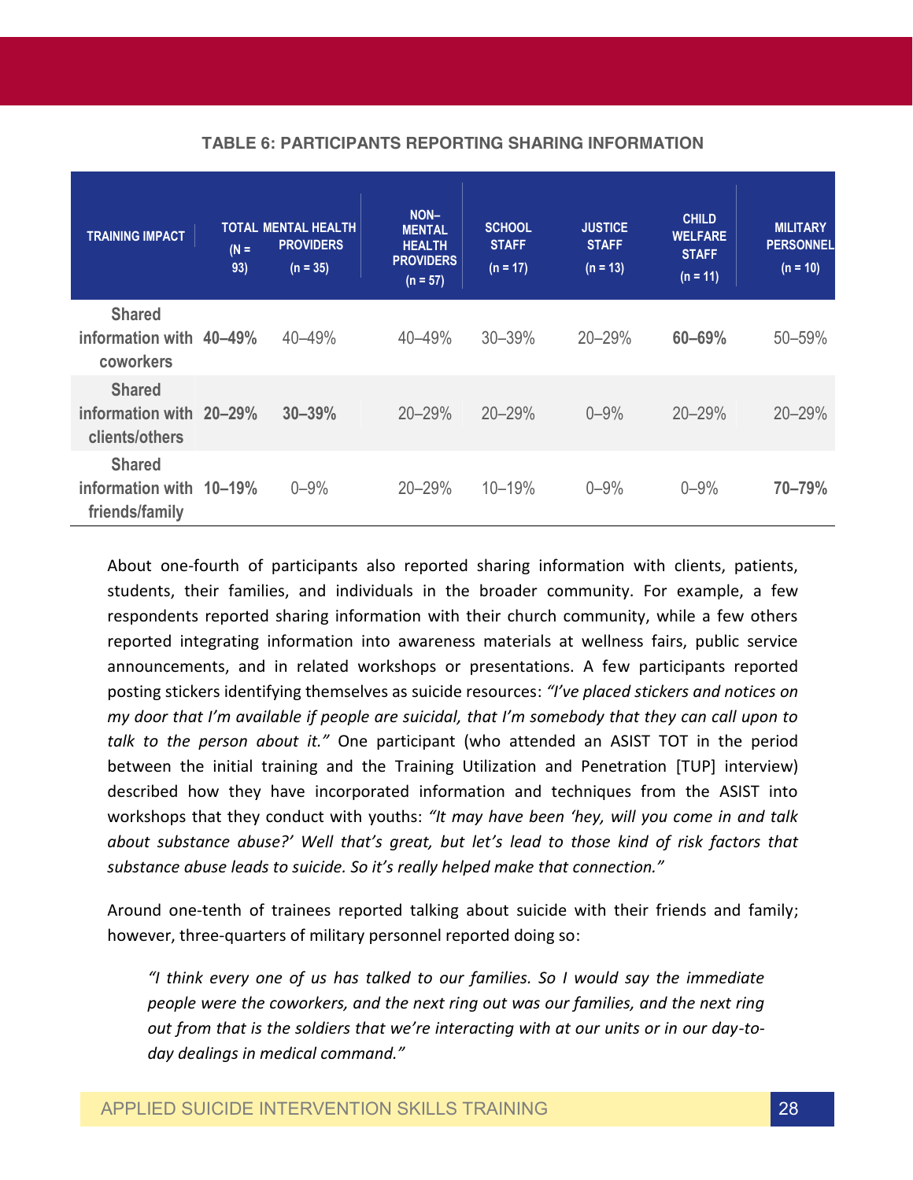**TABLE 6: PARTICIPANTS REPORTING SHARING INFORMATION**

| TRAINING IMPACT | TOTAL (N = 93) | MENTAL HEALTH PROVIDERS (n = 35) | NON–MENTAL HEALTH PROVIDERS (n = 57) | SCHOOL STAFF (n = 17) | JUSTICE STAFF (n = 13) | CHILD WELFARE STAFF (n = 11) | MILITARY PERSONNEL (n = 10) |
|---|---|---|---|---|---|---|---|
| **Shared information with coworkers** | **40–49%** | 40–49% | 40–49% | 30–39% | 20–29% | **60–69%** | 50–59% |
| **Shared information with clients/others** | **20–29%** | **30–39%** | 20–29% | 20–29% | 0–9% | 20–29% | 20–29% |
| **Shared information with friends/family** | **10–19%** | 0–9% | 20–29% | 10–19% | 0–9% | 0–9% | **70–79%** |

About one-fourth of participants also reported sharing information with clients, patients, students, their families, and individuals in the broader community. For example, a few respondents reported sharing information with their church community, while a few others reported integrating information into awareness materials at wellness fairs, public service announcements, and in related workshops or presentations. A few participants reported posting stickers identifying themselves as suicide resources: *"I've placed stickers and notices on my door that I'm available if people are suicidal, that I'm somebody that they can call upon to talk to the person about it."* One participant (who attended an ASIST TOT in the period between the initial training and the Training Utilization and Penetration [TUP] interview) described how they have incorporated information and techniques from the ASIST into workshops that they conduct with youths: *"It may have been 'hey, will you come in and talk about substance abuse?' Well that's great, but let's lead to those kind of risk factors that substance abuse leads to suicide. So it's really helped make that connection."*

Around one-tenth of trainees reported talking about suicide with their friends and family; however, three-quarters of military personnel reported doing so:

> *"I think every one of us has talked to our families. So I would say the immediate people were the coworkers, and the next ring out was our families, and the next ring out from that is the soldiers that we're interacting with at our units or in our day-to-day dealings in medical command."*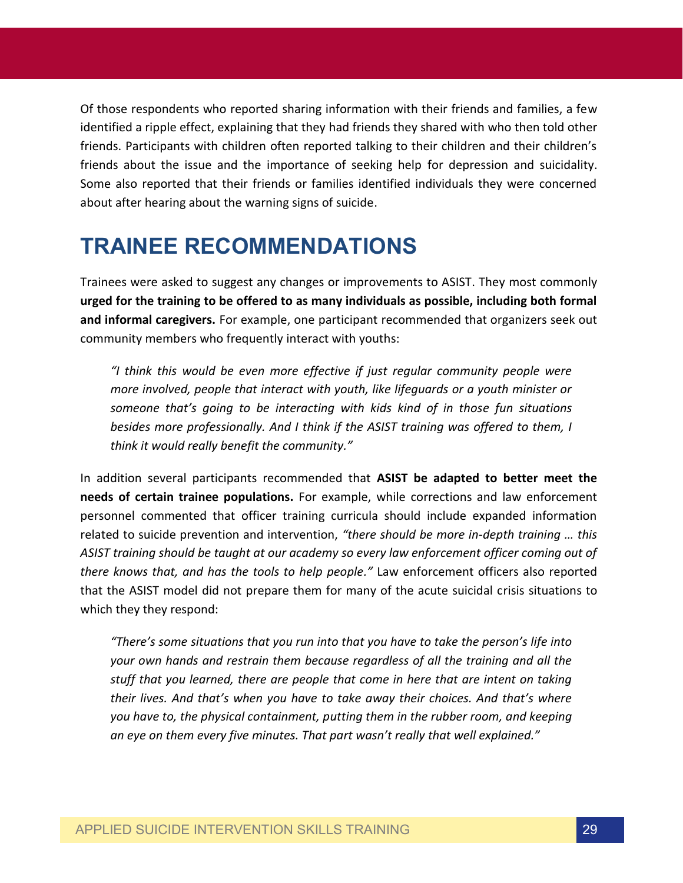Of those respondents who reported sharing information with their friends and families, a few identified a ripple effect, explaining that they had friends they shared with who then told other friends. Participants with children often reported talking to their children and their children's friends about the issue and the importance of seeking help for depression and suicidality. Some also reported that their friends or families identified individuals they were concerned about after hearing about the warning signs of suicide.

# TRAINEE RECOMMENDATIONS

Trainees were asked to suggest any changes or improvements to ASIST. They most commonly **urged for the training to be offered to as many individuals as possible, including both formal and informal caregivers.** For example, one participant recommended that organizers seek out community members who frequently interact with youths:

> *"I think this would be even more effective if just regular community people were more involved, people that interact with youth, like lifeguards or a youth minister or someone that's going to be interacting with kids kind of in those fun situations besides more professionally. And I think if the ASIST training was offered to them, I think it would really benefit the community."*

In addition several participants recommended that **ASIST be adapted to better meet the needs of certain trainee populations.** For example, while corrections and law enforcement personnel commented that officer training curricula should include expanded information related to suicide prevention and intervention, *"there should be more in-depth training … this ASIST training should be taught at our academy so every law enforcement officer coming out of there knows that, and has the tools to help people."* Law enforcement officers also reported that the ASIST model did not prepare them for many of the acute suicidal crisis situations to which they they respond:

> *"There's some situations that you run into that you have to take the person's life into your own hands and restrain them because regardless of all the training and all the stuff that you learned, there are people that come in here that are intent on taking their lives. And that's when you have to take away their choices. And that's where you have to, the physical containment, putting them in the rubber room, and keeping an eye on them every five minutes. That part wasn't really that well explained."*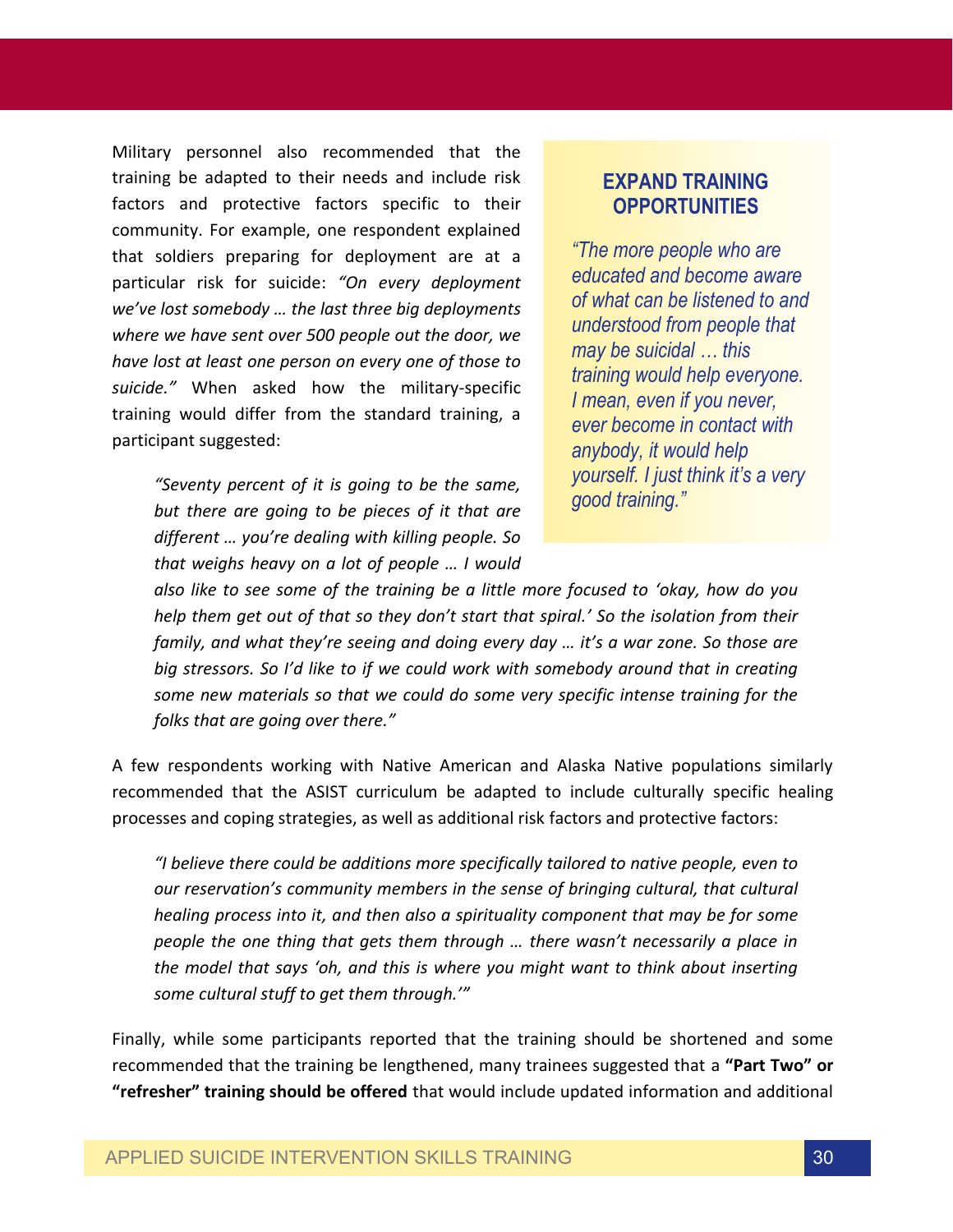Military personnel also recommended that the training be adapted to their needs and include risk factors and protective factors specific to their community. For example, one respondent explained that soldiers preparing for deployment are at a particular risk for suicide: *"On every deployment we've lost somebody … the last three big deployments where we have sent over 500 people out the door, we have lost at least one person on every one of those to suicide."* When asked how the military-specific training would differ from the standard training, a participant suggested:

> *"Seventy percent of it is going to be the same, but there are going to be pieces of it that are different … you're dealing with killing people. So that weighs heavy on a lot of people … I would also like to see some of the training be a little more focused to 'okay, how do you help them get out of that so they don't start that spiral.' So the isolation from their family, and what they're seeing and doing every day … it's a war zone. So those are big stressors. So I'd like to if we could work with somebody around that in creating some new materials so that we could do some very specific intense training for the folks that are going over there."*

### EXPAND TRAINING OPPORTUNITIES

*"The more people who are educated and become aware of what can be listened to and understood from people that may be suicidal … this training would help everyone. I mean, even if you never, ever become in contact with anybody, it would help yourself. I just think it's a very good training."*

A few respondents working with Native American and Alaska Native populations similarly recommended that the ASIST curriculum be adapted to include culturally specific healing processes and coping strategies, as well as additional risk factors and protective factors:

> *"I believe there could be additions more specifically tailored to native people, even to our reservation's community members in the sense of bringing cultural, that cultural healing process into it, and then also a spirituality component that may be for some people the one thing that gets them through … there wasn't necessarily a place in the model that says 'oh, and this is where you might want to think about inserting some cultural stuff to get them through.'"*

Finally, while some participants reported that the training should be shortened and some recommended that the training be lengthened, many trainees suggested that a **"Part Two" or "refresher" training should be offered** that would include updated information and additional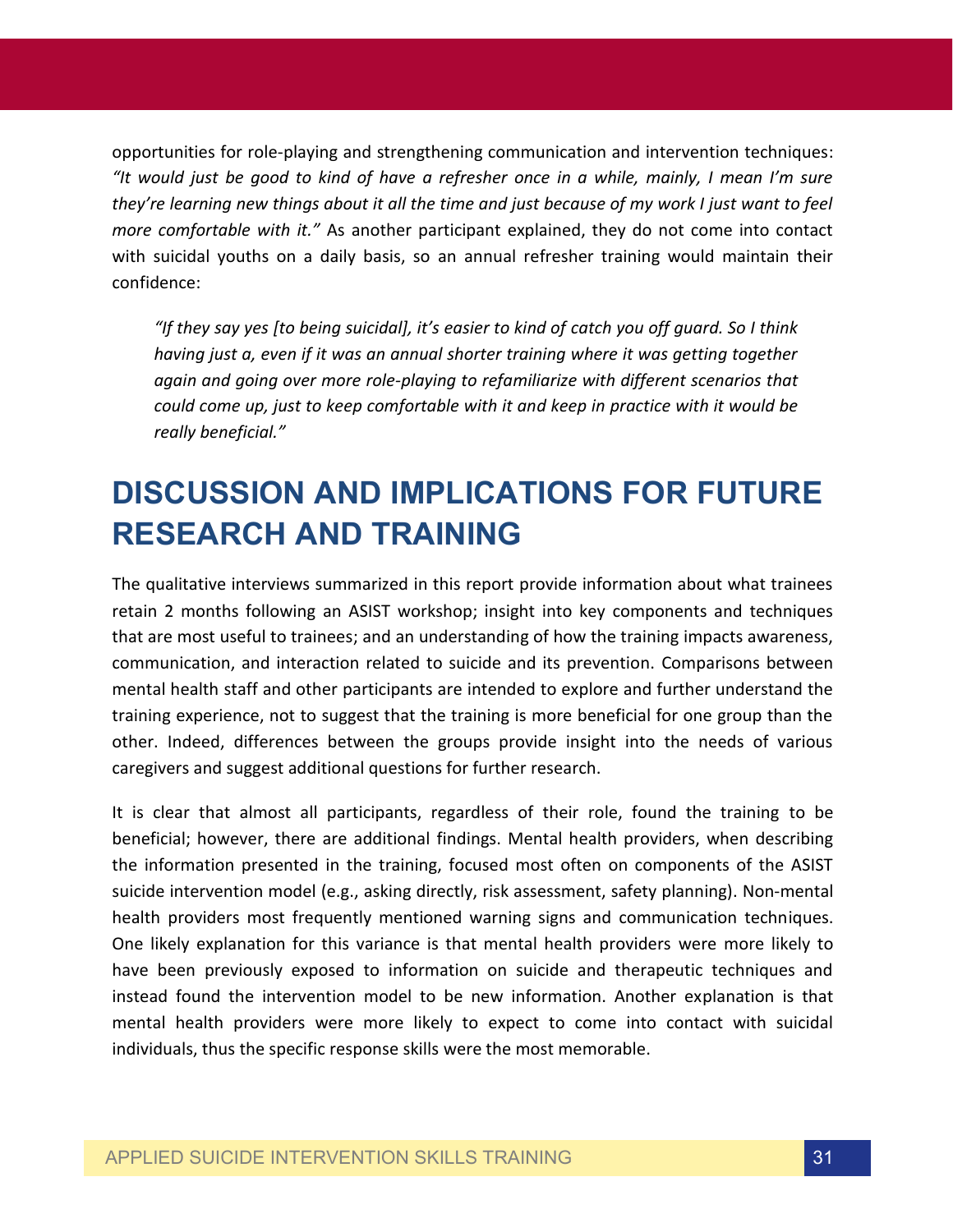opportunities for role-playing and strengthening communication and intervention techniques: *"It would just be good to kind of have a refresher once in a while, mainly, I mean I'm sure they're learning new things about it all the time and just because of my work I just want to feel more comfortable with it."* As another participant explained, they do not come into contact with suicidal youths on a daily basis, so an annual refresher training would maintain their confidence:

> *"If they say yes [to being suicidal], it's easier to kind of catch you off guard. So I think having just a, even if it was an annual shorter training where it was getting together again and going over more role-playing to refamiliarize with different scenarios that could come up, just to keep comfortable with it and keep in practice with it would be really beneficial."*

# DISCUSSION AND IMPLICATIONS FOR FUTURE RESEARCH AND TRAINING

The qualitative interviews summarized in this report provide information about what trainees retain 2 months following an ASIST workshop; insight into key components and techniques that are most useful to trainees; and an understanding of how the training impacts awareness, communication, and interaction related to suicide and its prevention. Comparisons between mental health staff and other participants are intended to explore and further understand the training experience, not to suggest that the training is more beneficial for one group than the other. Indeed, differences between the groups provide insight into the needs of various caregivers and suggest additional questions for further research.

It is clear that almost all participants, regardless of their role, found the training to be beneficial; however, there are additional findings. Mental health providers, when describing the information presented in the training, focused most often on components of the ASIST suicide intervention model (e.g., asking directly, risk assessment, safety planning). Non-mental health providers most frequently mentioned warning signs and communication techniques. One likely explanation for this variance is that mental health providers were more likely to have been previously exposed to information on suicide and therapeutic techniques and instead found the intervention model to be new information. Another explanation is that mental health providers were more likely to expect to come into contact with suicidal individuals, thus the specific response skills were the most memorable.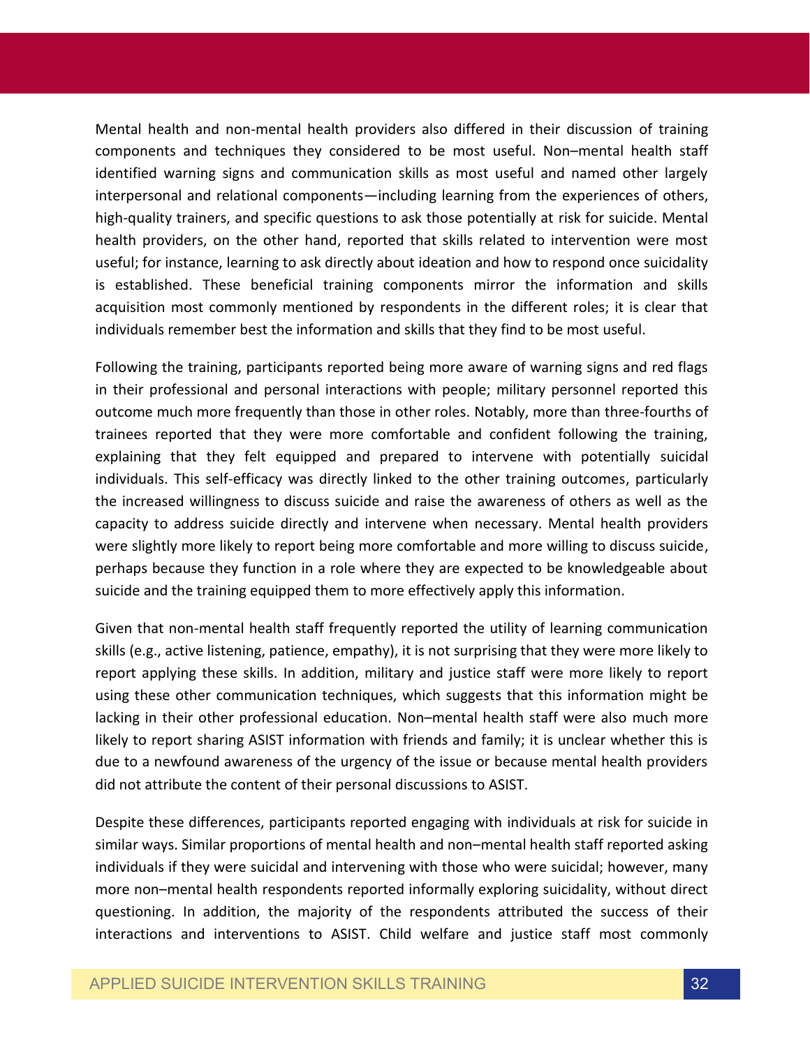Mental health and non-mental health providers also differed in their discussion of training components and techniques they considered to be most useful. Non–mental health staff identified warning signs and communication skills as most useful and named other largely interpersonal and relational components—including learning from the experiences of others, high-quality trainers, and specific questions to ask those potentially at risk for suicide. Mental health providers, on the other hand, reported that skills related to intervention were most useful; for instance, learning to ask directly about ideation and how to respond once suicidality is established. These beneficial training components mirror the information and skills acquisition most commonly mentioned by respondents in the different roles; it is clear that individuals remember best the information and skills that they find to be most useful.

Following the training, participants reported being more aware of warning signs and red flags in their professional and personal interactions with people; military personnel reported this outcome much more frequently than those in other roles. Notably, more than three-fourths of trainees reported that they were more comfortable and confident following the training, explaining that they felt equipped and prepared to intervene with potentially suicidal individuals. This self-efficacy was directly linked to the other training outcomes, particularly the increased willingness to discuss suicide and raise the awareness of others as well as the capacity to address suicide directly and intervene when necessary. Mental health providers were slightly more likely to report being more comfortable and more willing to discuss suicide, perhaps because they function in a role where they are expected to be knowledgeable about suicide and the training equipped them to more effectively apply this information.

Given that non-mental health staff frequently reported the utility of learning communication skills (e.g., active listening, patience, empathy), it is not surprising that they were more likely to report applying these skills. In addition, military and justice staff were more likely to report using these other communication techniques, which suggests that this information might be lacking in their other professional education. Non–mental health staff were also much more likely to report sharing ASIST information with friends and family; it is unclear whether this is due to a newfound awareness of the urgency of the issue or because mental health providers did not attribute the content of their personal discussions to ASIST.

Despite these differences, participants reported engaging with individuals at risk for suicide in similar ways. Similar proportions of mental health and non–mental health staff reported asking individuals if they were suicidal and intervening with those who were suicidal; however, many more non–mental health respondents reported informally exploring suicidality, without direct questioning. In addition, the majority of the respondents attributed the success of their interactions and interventions to ASIST. Child welfare and justice staff most commonly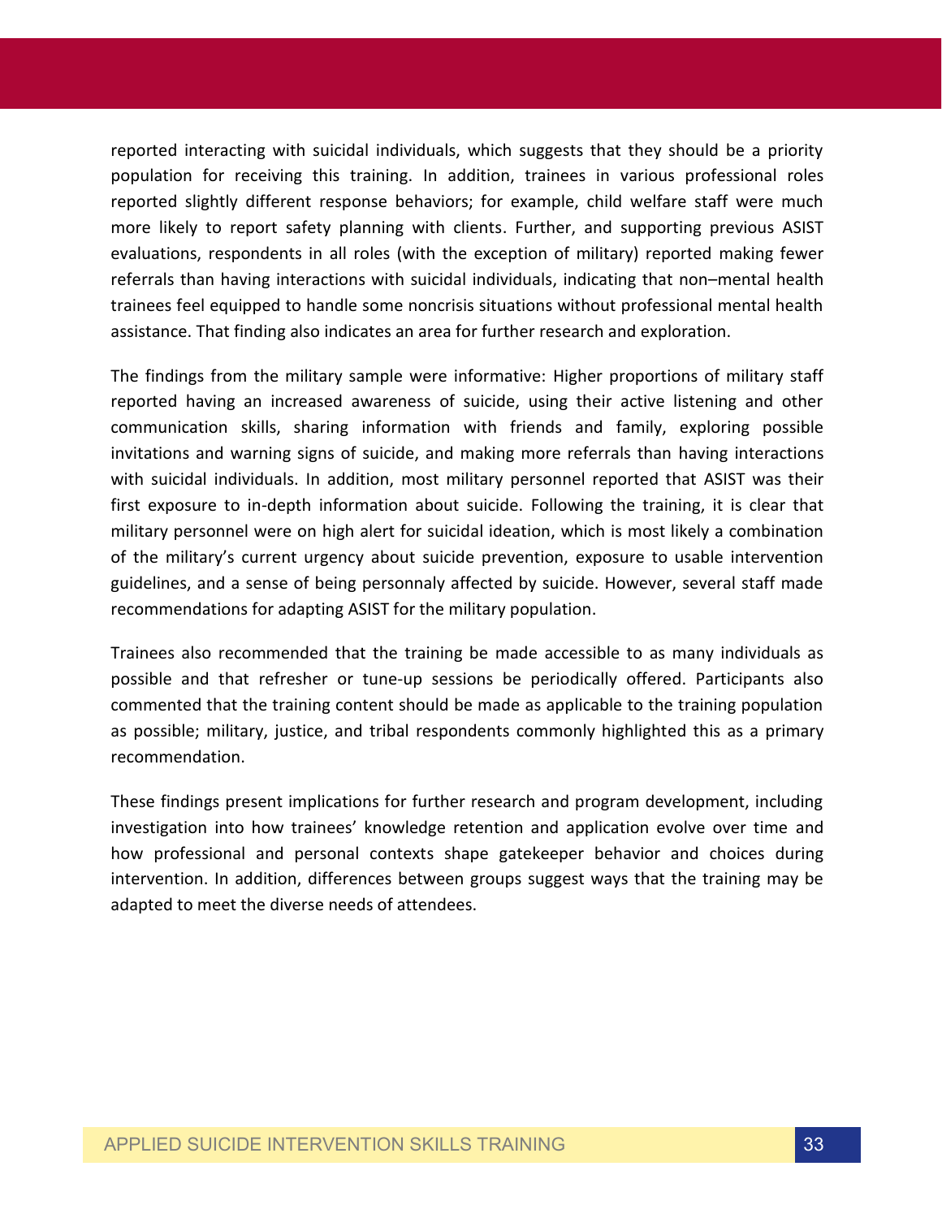reported interacting with suicidal individuals, which suggests that they should be a priority population for receiving this training. In addition, trainees in various professional roles reported slightly different response behaviors; for example, child welfare staff were much more likely to report safety planning with clients. Further, and supporting previous ASIST evaluations, respondents in all roles (with the exception of military) reported making fewer referrals than having interactions with suicidal individuals, indicating that non–mental health trainees feel equipped to handle some noncrisis situations without professional mental health assistance. That finding also indicates an area for further research and exploration.

The findings from the military sample were informative: Higher proportions of military staff reported having an increased awareness of suicide, using their active listening and other communication skills, sharing information with friends and family, exploring possible invitations and warning signs of suicide, and making more referrals than having interactions with suicidal individuals. In addition, most military personnel reported that ASIST was their first exposure to in-depth information about suicide. Following the training, it is clear that military personnel were on high alert for suicidal ideation, which is most likely a combination of the military's current urgency about suicide prevention, exposure to usable intervention guidelines, and a sense of being personnaly affected by suicide. However, several staff made recommendations for adapting ASIST for the military population.

Trainees also recommended that the training be made accessible to as many individuals as possible and that refresher or tune-up sessions be periodically offered. Participants also commented that the training content should be made as applicable to the training population as possible; military, justice, and tribal respondents commonly highlighted this as a primary recommendation.

These findings present implications for further research and program development, including investigation into how trainees' knowledge retention and application evolve over time and how professional and personal contexts shape gatekeeper behavior and choices during intervention. In addition, differences between groups suggest ways that the training may be adapted to meet the diverse needs of attendees.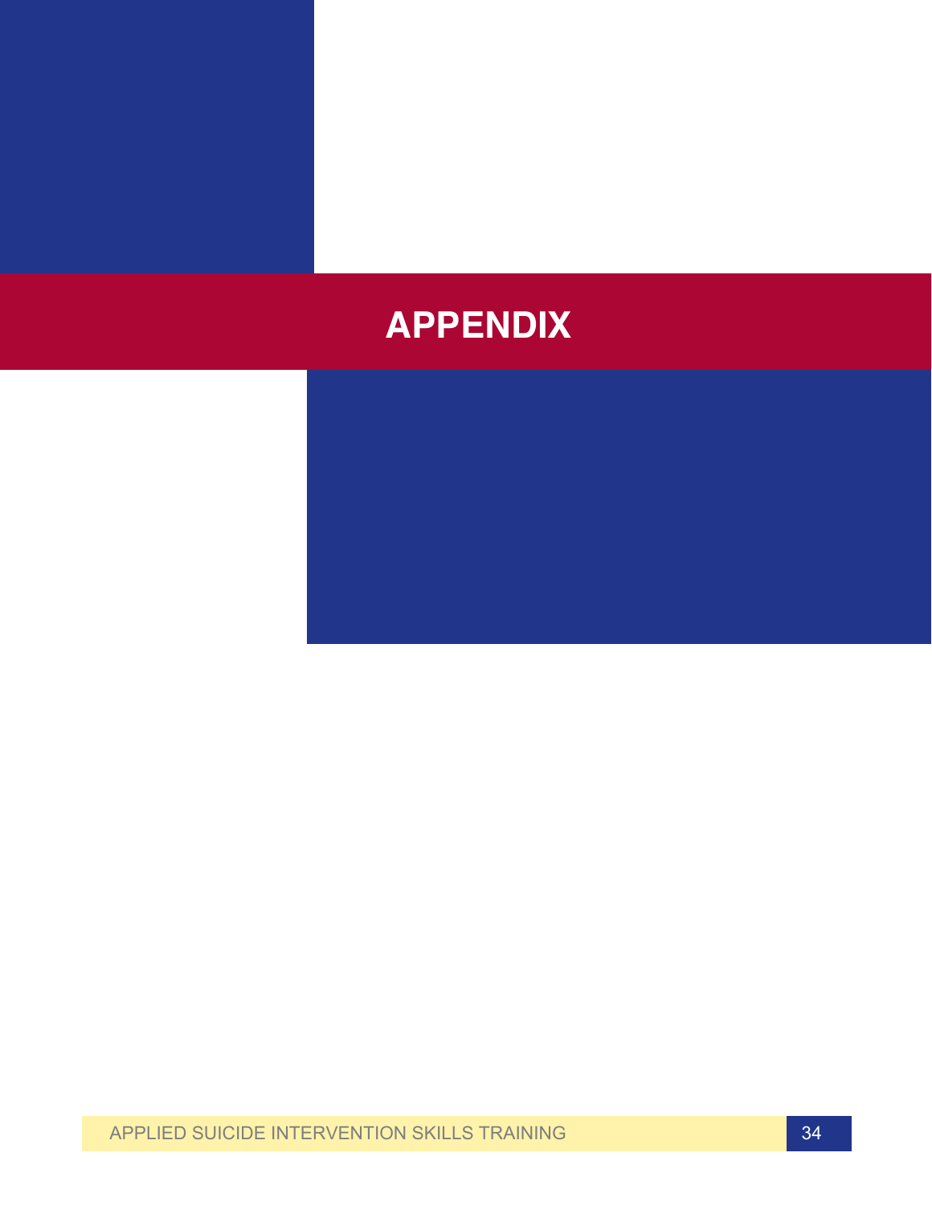# APPENDIX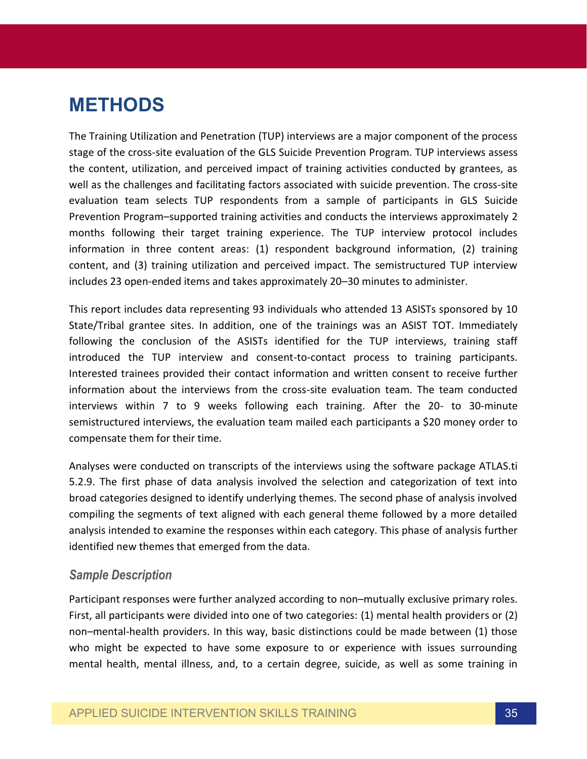# METHODS

The Training Utilization and Penetration (TUP) interviews are a major component of the process stage of the cross-site evaluation of the GLS Suicide Prevention Program. TUP interviews assess the content, utilization, and perceived impact of training activities conducted by grantees, as well as the challenges and facilitating factors associated with suicide prevention. The cross-site evaluation team selects TUP respondents from a sample of participants in GLS Suicide Prevention Program–supported training activities and conducts the interviews approximately 2 months following their target training experience. The TUP interview protocol includes information in three content areas: (1) respondent background information, (2) training content, and (3) training utilization and perceived impact. The semistructured TUP interview includes 23 open-ended items and takes approximately 20–30 minutes to administer.

This report includes data representing 93 individuals who attended 13 ASISTs sponsored by 10 State/Tribal grantee sites. In addition, one of the trainings was an ASIST TOT. Immediately following the conclusion of the ASISTs identified for the TUP interviews, training staff introduced the TUP interview and consent-to-contact process to training participants. Interested trainees provided their contact information and written consent to receive further information about the interviews from the cross-site evaluation team. The team conducted interviews within 7 to 9 weeks following each training. After the 20- to 30-minute semistructured interviews, the evaluation team mailed each participants a $20 money order to compensate them for their time.

Analyses were conducted on transcripts of the interviews using the software package ATLAS.ti 5.2.9. The first phase of data analysis involved the selection and categorization of text into broad categories designed to identify underlying themes. The second phase of analysis involved compiling the segments of text aligned with each general theme followed by a more detailed analysis intended to examine the responses within each category. This phase of analysis further identified new themes that emerged from the data.

### *Sample Description*

Participant responses were further analyzed according to non–mutually exclusive primary roles. First, all participants were divided into one of two categories: (1) mental health providers or (2) non–mental-health providers. In this way, basic distinctions could be made between (1) those who might be expected to have some exposure to or experience with issues surrounding mental health, mental illness, and, to a certain degree, suicide, as well as some training in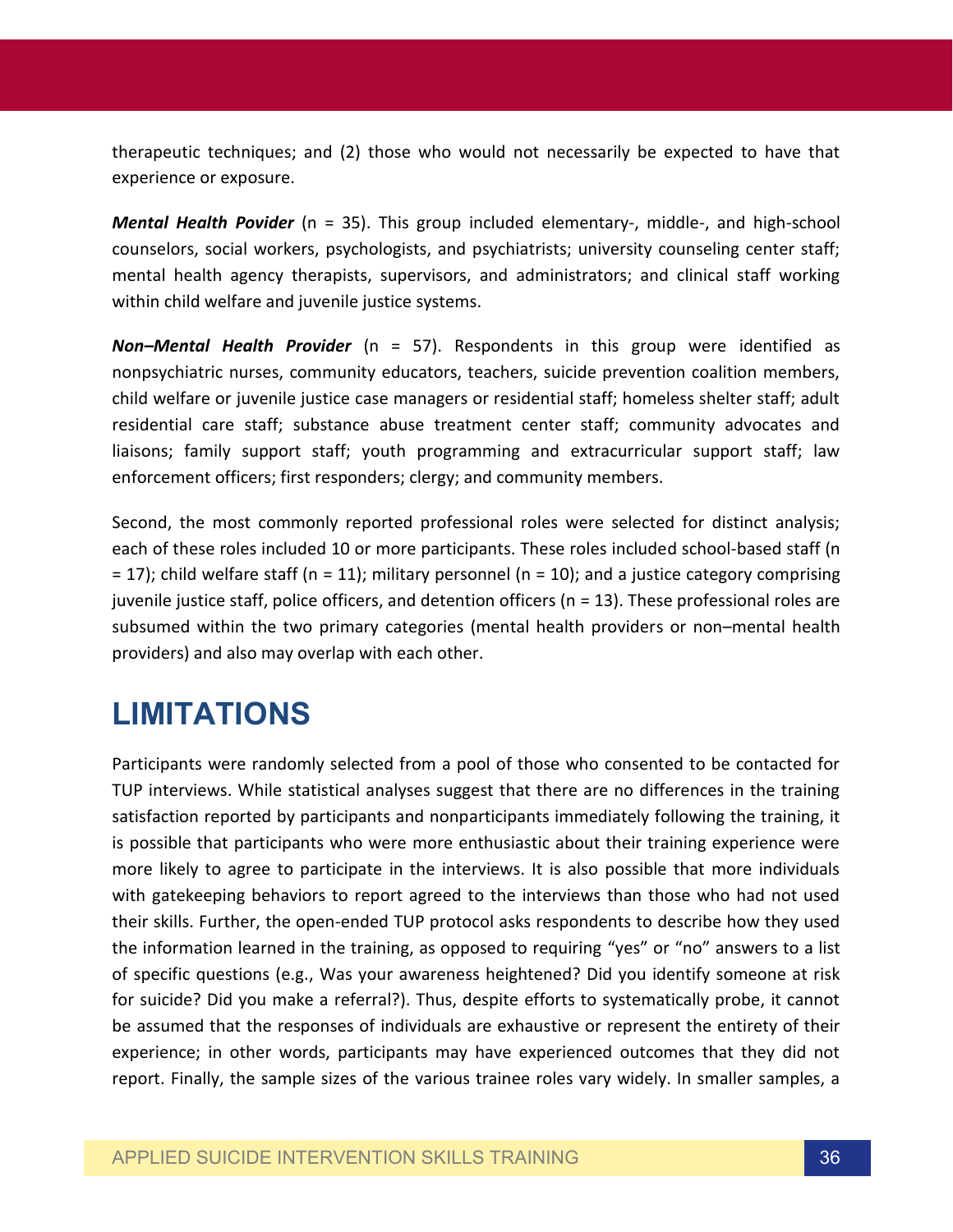therapeutic techniques; and (2) those who would not necessarily be expected to have that experience or exposure.

***Mental Health Povider*** (n = 35). This group included elementary-, middle-, and high-school counselors, social workers, psychologists, and psychiatrists; university counseling center staff; mental health agency therapists, supervisors, and administrators; and clinical staff working within child welfare and juvenile justice systems.

***Non–Mental Health Provider*** (n = 57). Respondents in this group were identified as nonpsychiatric nurses, community educators, teachers, suicide prevention coalition members, child welfare or juvenile justice case managers or residential staff; homeless shelter staff; adult residential care staff; substance abuse treatment center staff; community advocates and liaisons; family support staff; youth programming and extracurricular support staff; law enforcement officers; first responders; clergy; and community members.

Second, the most commonly reported professional roles were selected for distinct analysis; each of these roles included 10 or more participants. These roles included school-based staff (n = 17); child welfare staff (n = 11); military personnel (n = 10); and a justice category comprising juvenile justice staff, police officers, and detention officers (n = 13). These professional roles are subsumed within the two primary categories (mental health providers or non–mental health providers) and also may overlap with each other.

# LIMITATIONS

Participants were randomly selected from a pool of those who consented to be contacted for TUP interviews. While statistical analyses suggest that there are no differences in the training satisfaction reported by participants and nonparticipants immediately following the training, it is possible that participants who were more enthusiastic about their training experience were more likely to agree to participate in the interviews. It is also possible that more individuals with gatekeeping behaviors to report agreed to the interviews than those who had not used their skills. Further, the open-ended TUP protocol asks respondents to describe how they used the information learned in the training, as opposed to requiring "yes" or "no" answers to a list of specific questions (e.g., Was your awareness heightened? Did you identify someone at risk for suicide? Did you make a referral?). Thus, despite efforts to systematically probe, it cannot be assumed that the responses of individuals are exhaustive or represent the entirety of their experience; in other words, participants may have experienced outcomes that they did not report. Finally, the sample sizes of the various trainee roles vary widely. In smaller samples, a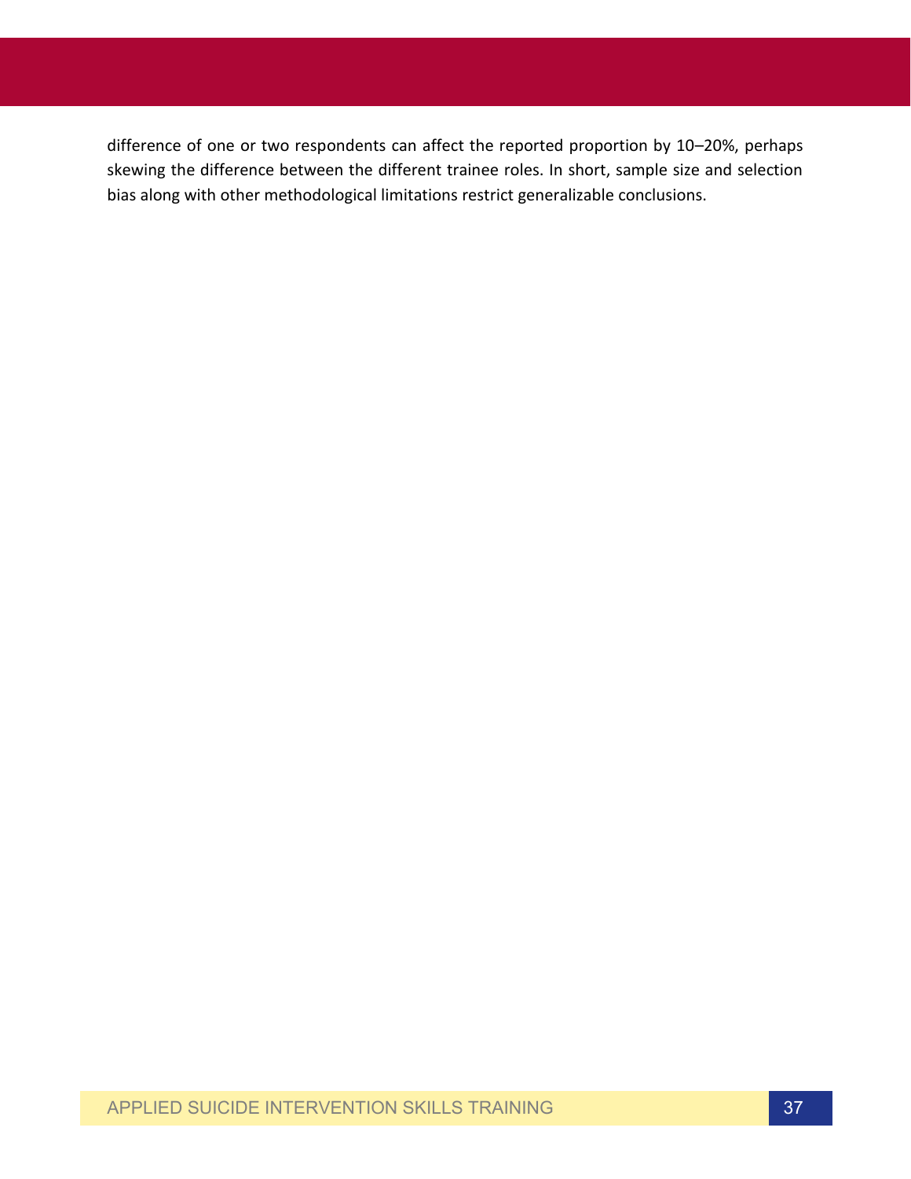difference of one or two respondents can affect the reported proportion by 10–20%, perhaps skewing the difference between the different trainee roles. In short, sample size and selection bias along with other methodological limitations restrict generalizable conclusions.